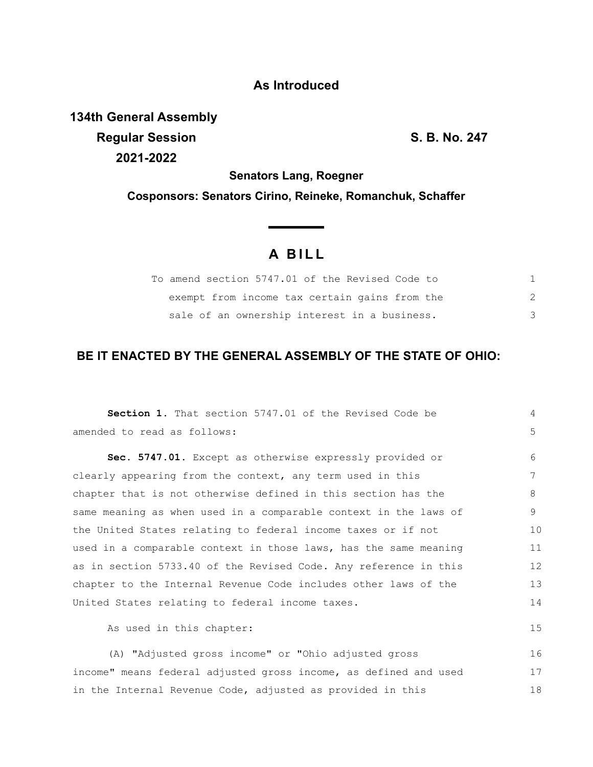**As Introduced**

**134th General Assembly**
**Regular Session** **S. B. No. 247**
**2021-2022**

**Senators Lang, Roegner**

**Cosponsors: Senators Cirino, Reineke, Romanchuk, Schaffer**

# A BILL

To amend section 5747.01 of the Revised Code to exempt from income tax certain gains from the sale of an ownership interest in a business.

## BE IT ENACTED BY THE GENERAL ASSEMBLY OF THE STATE OF OHIO:

**Section 1.** That section 5747.01 of the Revised Code be amended to read as follows:

**Sec. 5747.01.** Except as otherwise expressly provided or clearly appearing from the context, any term used in this chapter that is not otherwise defined in this section has the same meaning as when used in a comparable context in the laws of the United States relating to federal income taxes or if not used in a comparable context in those laws, has the same meaning as in section 5733.40 of the Revised Code. Any reference in this chapter to the Internal Revenue Code includes other laws of the United States relating to federal income taxes.

As used in this chapter:

(A) "Adjusted gross income" or "Ohio adjusted gross income" means federal adjusted gross income, as defined and used in the Internal Revenue Code, adjusted as provided in this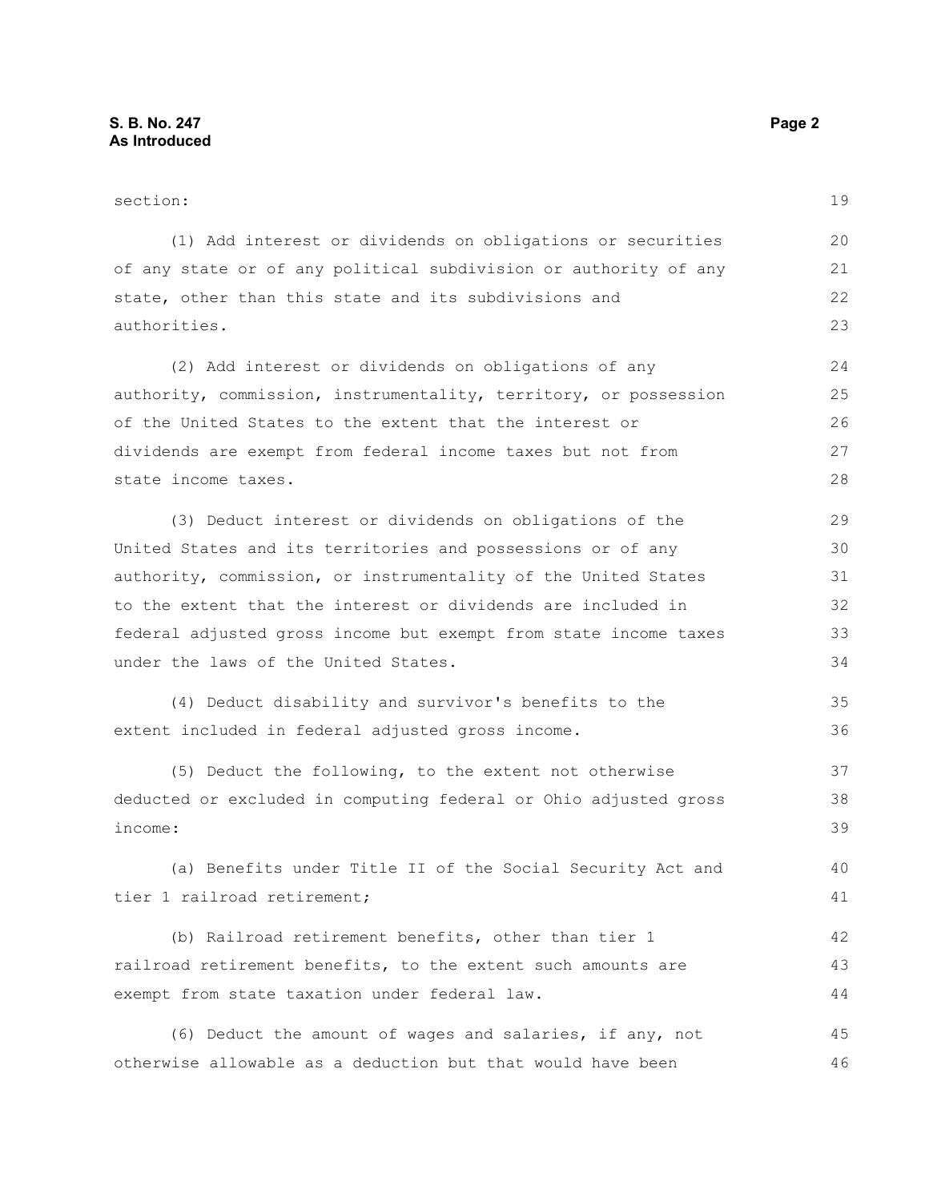section:

(1) Add interest or dividends on obligations or securities of any state or of any political subdivision or authority of any state, other than this state and its subdivisions and authorities.

(2) Add interest or dividends on obligations of any authority, commission, instrumentality, territory, or possession of the United States to the extent that the interest or dividends are exempt from federal income taxes but not from state income taxes.

(3) Deduct interest or dividends on obligations of the United States and its territories and possessions or of any authority, commission, or instrumentality of the United States to the extent that the interest or dividends are included in federal adjusted gross income but exempt from state income taxes under the laws of the United States.

(4) Deduct disability and survivor's benefits to the extent included in federal adjusted gross income.

(5) Deduct the following, to the extent not otherwise deducted or excluded in computing federal or Ohio adjusted gross income:

(a) Benefits under Title II of the Social Security Act and tier 1 railroad retirement;

(b) Railroad retirement benefits, other than tier 1 railroad retirement benefits, to the extent such amounts are exempt from state taxation under federal law.

(6) Deduct the amount of wages and salaries, if any, not otherwise allowable as a deduction but that would have been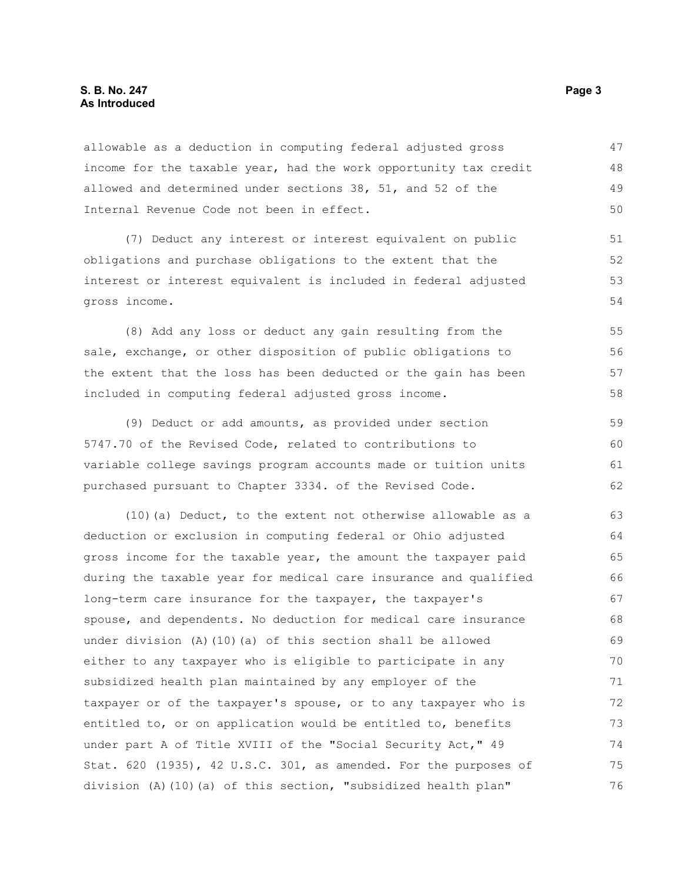allowable as a deduction in computing federal adjusted gross income for the taxable year, had the work opportunity tax credit allowed and determined under sections 38, 51, and 52 of the Internal Revenue Code not been in effect.

(7) Deduct any interest or interest equivalent on public obligations and purchase obligations to the extent that the interest or interest equivalent is included in federal adjusted gross income.

(8) Add any loss or deduct any gain resulting from the sale, exchange, or other disposition of public obligations to the extent that the loss has been deducted or the gain has been included in computing federal adjusted gross income.

(9) Deduct or add amounts, as provided under section 5747.70 of the Revised Code, related to contributions to variable college savings program accounts made or tuition units purchased pursuant to Chapter 3334. of the Revised Code.

(10)(a) Deduct, to the extent not otherwise allowable as a deduction or exclusion in computing federal or Ohio adjusted gross income for the taxable year, the amount the taxpayer paid during the taxable year for medical care insurance and qualified long-term care insurance for the taxpayer, the taxpayer's spouse, and dependents. No deduction for medical care insurance under division (A)(10)(a) of this section shall be allowed either to any taxpayer who is eligible to participate in any subsidized health plan maintained by any employer of the taxpayer or of the taxpayer's spouse, or to any taxpayer who is entitled to, or on application would be entitled to, benefits under part A of Title XVIII of the "Social Security Act," 49 Stat. 620 (1935), 42 U.S.C. 301, as amended. For the purposes of division (A)(10)(a) of this section, "subsidized health plan"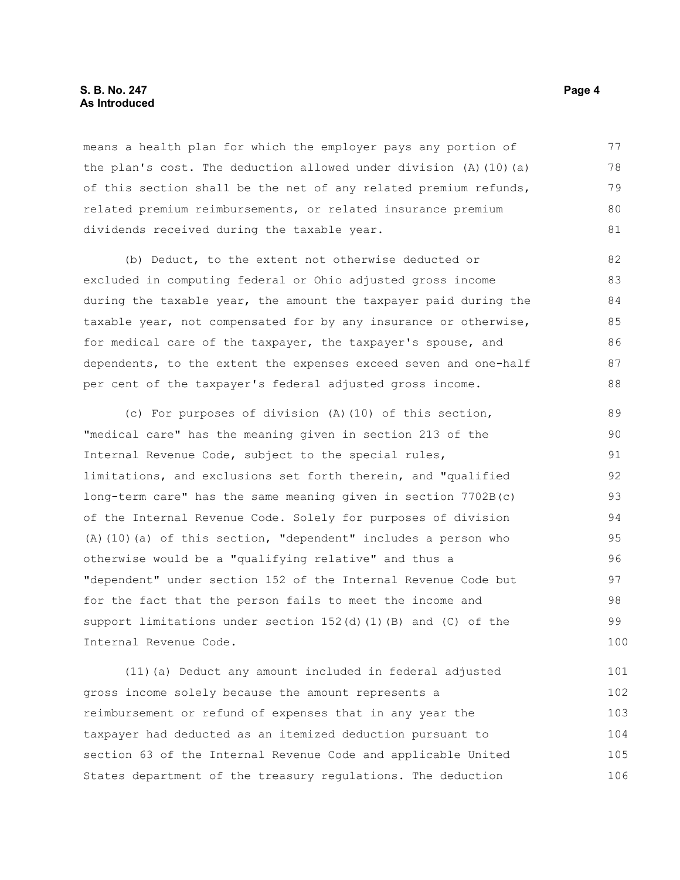means a health plan for which the employer pays any portion of the plan's cost. The deduction allowed under division (A)(10)(a) of this section shall be the net of any related premium refunds, related premium reimbursements, or related insurance premium dividends received during the taxable year.

(b) Deduct, to the extent not otherwise deducted or excluded in computing federal or Ohio adjusted gross income during the taxable year, the amount the taxpayer paid during the taxable year, not compensated for by any insurance or otherwise, for medical care of the taxpayer, the taxpayer's spouse, and dependents, to the extent the expenses exceed seven and one-half per cent of the taxpayer's federal adjusted gross income.

(c) For purposes of division (A)(10) of this section, "medical care" has the meaning given in section 213 of the Internal Revenue Code, subject to the special rules, limitations, and exclusions set forth therein, and "qualified long-term care" has the same meaning given in section 7702B(c) of the Internal Revenue Code. Solely for purposes of division (A)(10)(a) of this section, "dependent" includes a person who otherwise would be a "qualifying relative" and thus a "dependent" under section 152 of the Internal Revenue Code but for the fact that the person fails to meet the income and support limitations under section 152(d)(1)(B) and (C) of the Internal Revenue Code.

(11)(a) Deduct any amount included in federal adjusted gross income solely because the amount represents a reimbursement or refund of expenses that in any year the taxpayer had deducted as an itemized deduction pursuant to section 63 of the Internal Revenue Code and applicable United States department of the treasury regulations. The deduction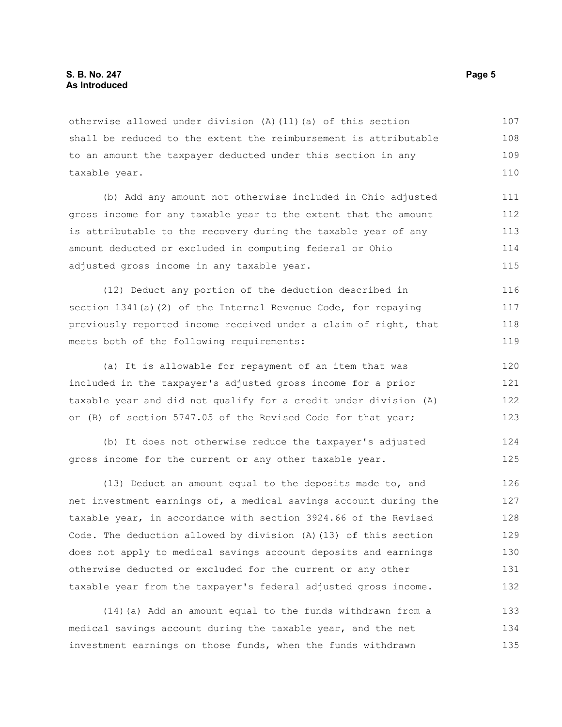otherwise allowed under division (A)(11)(a) of this section shall be reduced to the extent the reimbursement is attributable to an amount the taxpayer deducted under this section in any taxable year.

(b) Add any amount not otherwise included in Ohio adjusted gross income for any taxable year to the extent that the amount is attributable to the recovery during the taxable year of any amount deducted or excluded in computing federal or Ohio adjusted gross income in any taxable year.

(12) Deduct any portion of the deduction described in section 1341(a)(2) of the Internal Revenue Code, for repaying previously reported income received under a claim of right, that meets both of the following requirements:

(a) It is allowable for repayment of an item that was included in the taxpayer's adjusted gross income for a prior taxable year and did not qualify for a credit under division (A) or (B) of section 5747.05 of the Revised Code for that year;

(b) It does not otherwise reduce the taxpayer's adjusted gross income for the current or any other taxable year.

(13) Deduct an amount equal to the deposits made to, and net investment earnings of, a medical savings account during the taxable year, in accordance with section 3924.66 of the Revised Code. The deduction allowed by division (A)(13) of this section does not apply to medical savings account deposits and earnings otherwise deducted or excluded for the current or any other taxable year from the taxpayer's federal adjusted gross income.

(14)(a) Add an amount equal to the funds withdrawn from a medical savings account during the taxable year, and the net investment earnings on those funds, when the funds withdrawn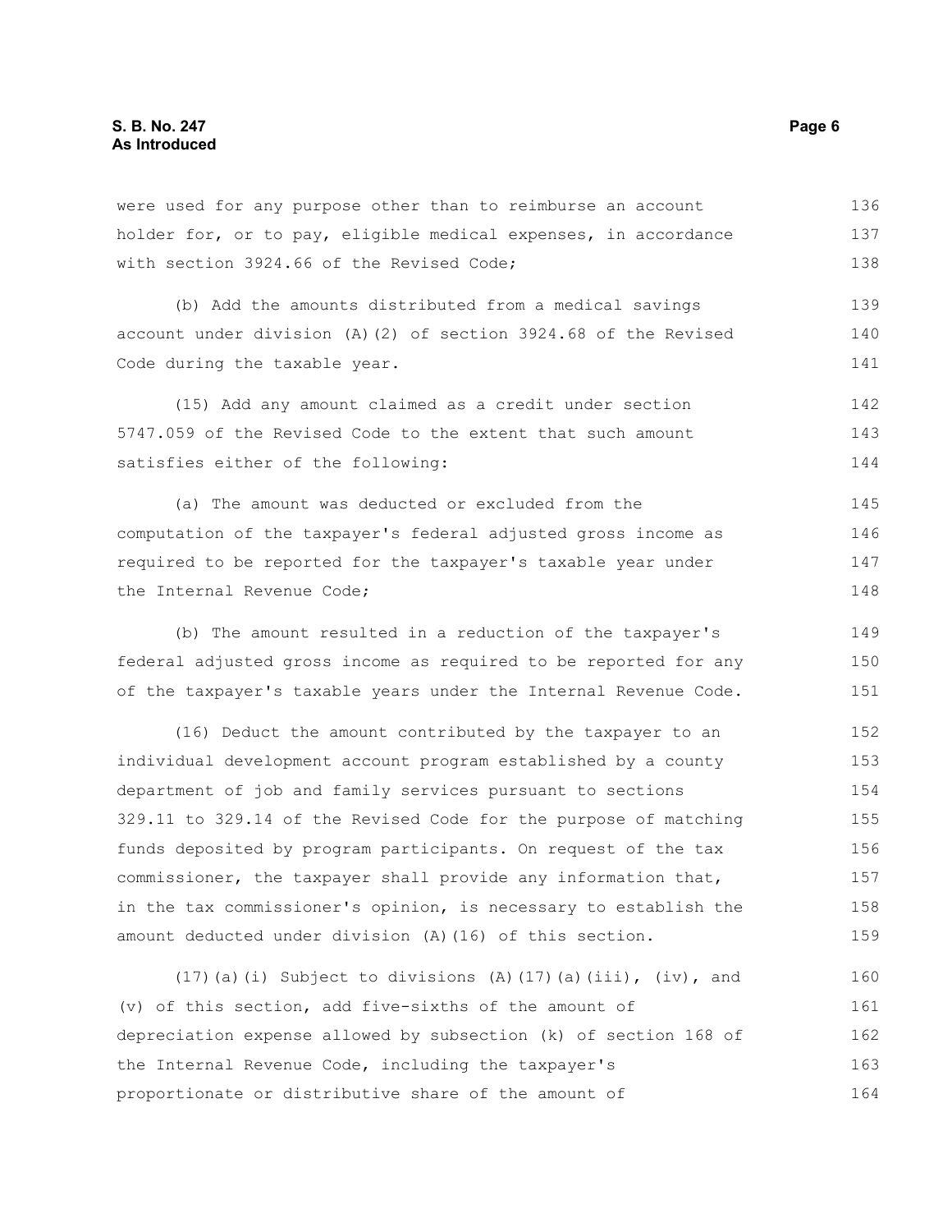were used for any purpose other than to reimburse an account holder for, or to pay, eligible medical expenses, in accordance with section 3924.66 of the Revised Code;

(b) Add the amounts distributed from a medical savings account under division (A)(2) of section 3924.68 of the Revised Code during the taxable year.

(15) Add any amount claimed as a credit under section 5747.059 of the Revised Code to the extent that such amount satisfies either of the following:

(a) The amount was deducted or excluded from the computation of the taxpayer's federal adjusted gross income as required to be reported for the taxpayer's taxable year under the Internal Revenue Code;

(b) The amount resulted in a reduction of the taxpayer's federal adjusted gross income as required to be reported for any of the taxpayer's taxable years under the Internal Revenue Code.

(16) Deduct the amount contributed by the taxpayer to an individual development account program established by a county department of job and family services pursuant to sections 329.11 to 329.14 of the Revised Code for the purpose of matching funds deposited by program participants. On request of the tax commissioner, the taxpayer shall provide any information that, in the tax commissioner's opinion, is necessary to establish the amount deducted under division (A)(16) of this section.

(17)(a)(i) Subject to divisions (A)(17)(a)(iii), (iv), and (v) of this section, add five-sixths of the amount of depreciation expense allowed by subsection (k) of section 168 of the Internal Revenue Code, including the taxpayer's proportionate or distributive share of the amount of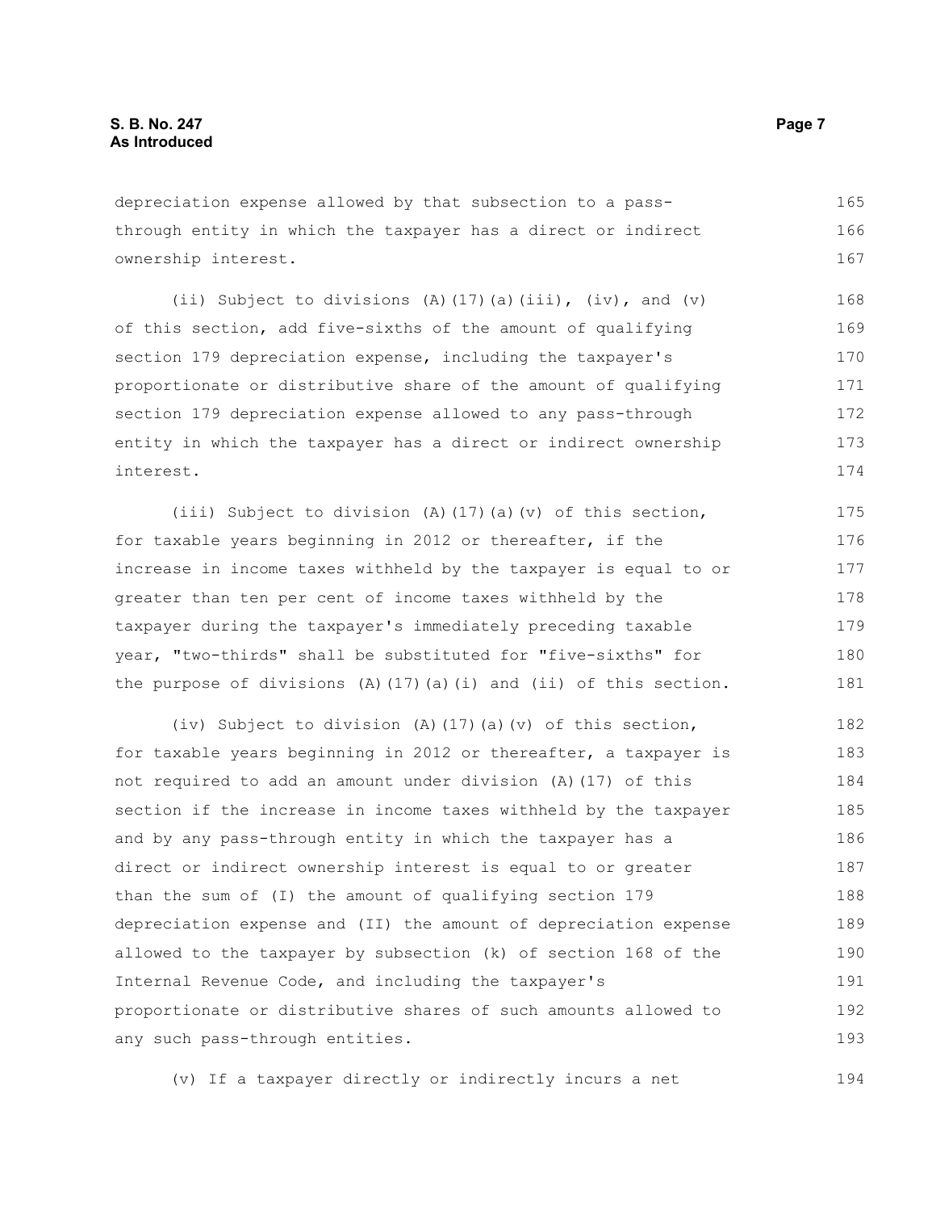depreciation expense allowed by that subsection to a pass-through entity in which the taxpayer has a direct or indirect ownership interest.

(ii) Subject to divisions (A)(17)(a)(iii), (iv), and (v) of this section, add five-sixths of the amount of qualifying section 179 depreciation expense, including the taxpayer's proportionate or distributive share of the amount of qualifying section 179 depreciation expense allowed to any pass-through entity in which the taxpayer has a direct or indirect ownership interest.

(iii) Subject to division (A)(17)(a)(v) of this section, for taxable years beginning in 2012 or thereafter, if the increase in income taxes withheld by the taxpayer is equal to or greater than ten per cent of income taxes withheld by the taxpayer during the taxpayer's immediately preceding taxable year, "two-thirds" shall be substituted for "five-sixths" for the purpose of divisions (A)(17)(a)(i) and (ii) of this section.

(iv) Subject to division (A)(17)(a)(v) of this section, for taxable years beginning in 2012 or thereafter, a taxpayer is not required to add an amount under division (A)(17) of this section if the increase in income taxes withheld by the taxpayer and by any pass-through entity in which the taxpayer has a direct or indirect ownership interest is equal to or greater than the sum of (I) the amount of qualifying section 179 depreciation expense and (II) the amount of depreciation expense allowed to the taxpayer by subsection (k) of section 168 of the Internal Revenue Code, and including the taxpayer's proportionate or distributive shares of such amounts allowed to any such pass-through entities.

(v) If a taxpayer directly or indirectly incurs a net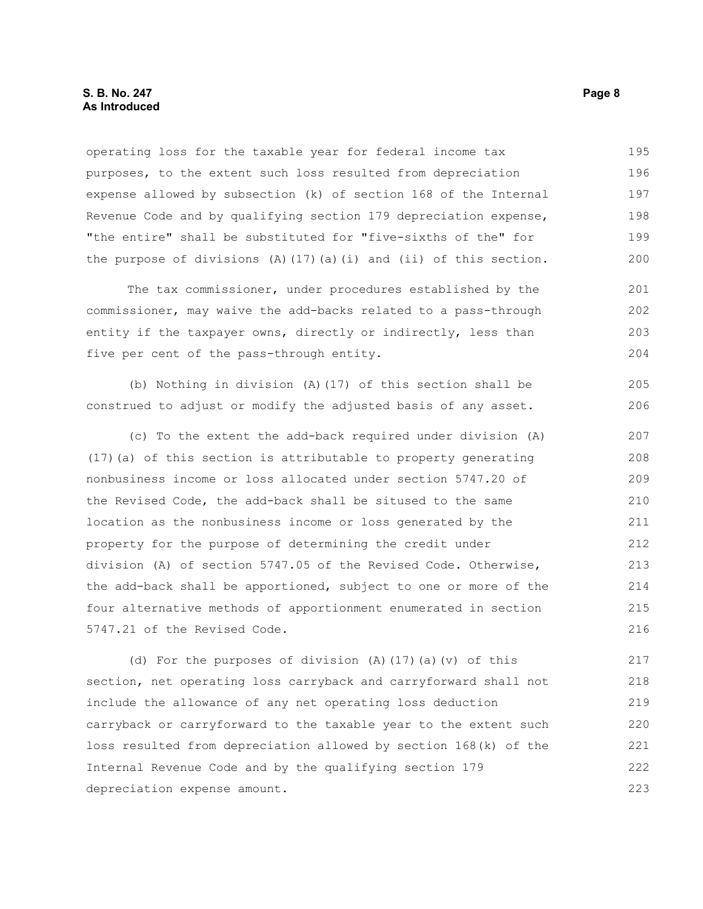operating loss for the taxable year for federal income tax purposes, to the extent such loss resulted from depreciation expense allowed by subsection (k) of section 168 of the Internal Revenue Code and by qualifying section 179 depreciation expense, "the entire" shall be substituted for "five-sixths of the" for the purpose of divisions (A)(17)(a)(i) and (ii) of this section.

The tax commissioner, under procedures established by the commissioner, may waive the add-backs related to a pass-through entity if the taxpayer owns, directly or indirectly, less than five per cent of the pass-through entity.

(b) Nothing in division (A)(17) of this section shall be construed to adjust or modify the adjusted basis of any asset.

(c) To the extent the add-back required under division (A)(17)(a) of this section is attributable to property generating nonbusiness income or loss allocated under section 5747.20 of the Revised Code, the add-back shall be sitused to the same location as the nonbusiness income or loss generated by the property for the purpose of determining the credit under division (A) of section 5747.05 of the Revised Code. Otherwise, the add-back shall be apportioned, subject to one or more of the four alternative methods of apportionment enumerated in section 5747.21 of the Revised Code.

(d) For the purposes of division (A)(17)(a)(v) of this section, net operating loss carryback and carryforward shall not include the allowance of any net operating loss deduction carryback or carryforward to the taxable year to the extent such loss resulted from depreciation allowed by section 168(k) of the Internal Revenue Code and by the qualifying section 179 depreciation expense amount.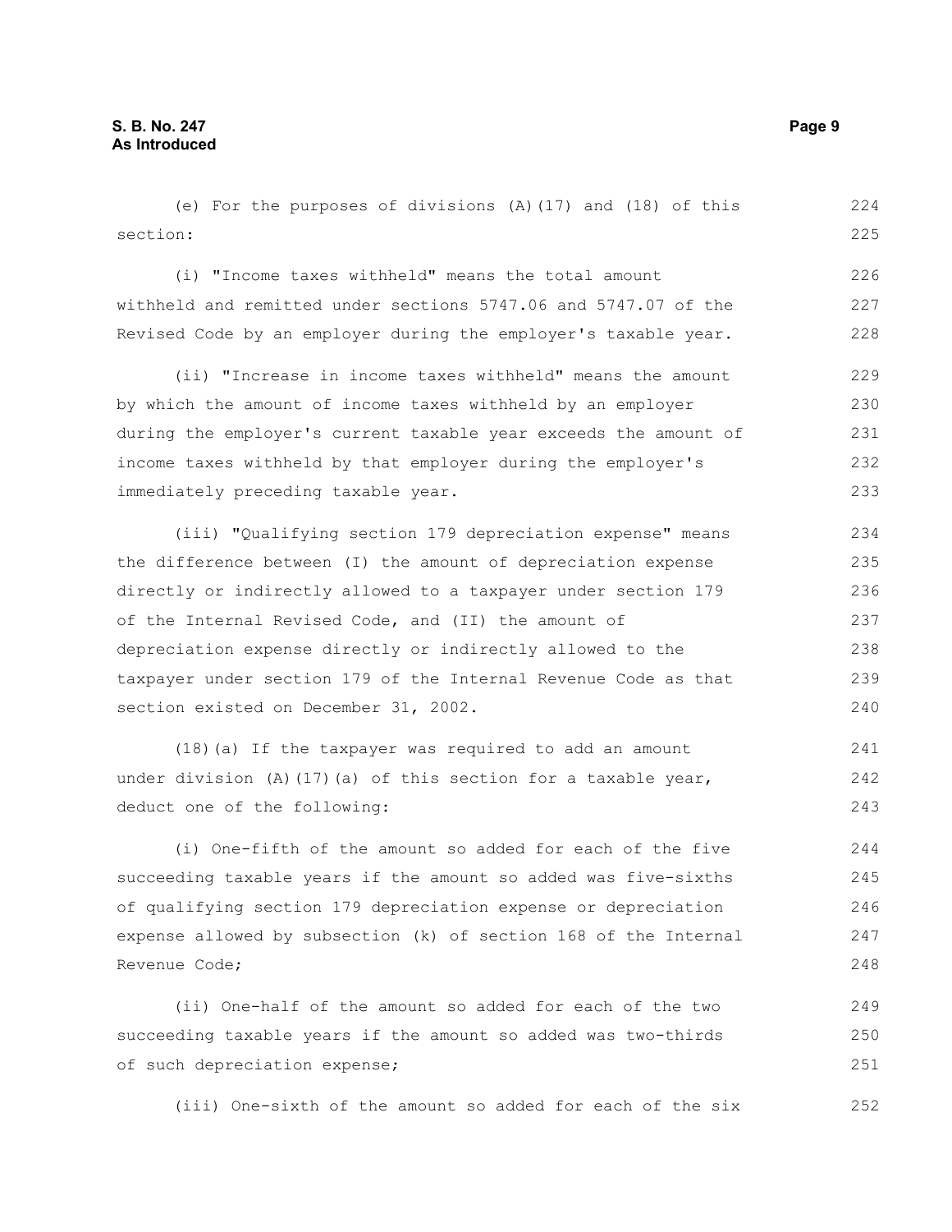(e) For the purposes of divisions (A)(17) and (18) of this section:

(i) "Income taxes withheld" means the total amount withheld and remitted under sections 5747.06 and 5747.07 of the Revised Code by an employer during the employer's taxable year.

(ii) "Increase in income taxes withheld" means the amount by which the amount of income taxes withheld by an employer during the employer's current taxable year exceeds the amount of income taxes withheld by that employer during the employer's immediately preceding taxable year.

(iii) "Qualifying section 179 depreciation expense" means the difference between (I) the amount of depreciation expense directly or indirectly allowed to a taxpayer under section 179 of the Internal Revised Code, and (II) the amount of depreciation expense directly or indirectly allowed to the taxpayer under section 179 of the Internal Revenue Code as that section existed on December 31, 2002.

(18)(a) If the taxpayer was required to add an amount under division (A)(17)(a) of this section for a taxable year, deduct one of the following:

(i) One-fifth of the amount so added for each of the five succeeding taxable years if the amount so added was five-sixths of qualifying section 179 depreciation expense or depreciation expense allowed by subsection (k) of section 168 of the Internal Revenue Code;

(ii) One-half of the amount so added for each of the two succeeding taxable years if the amount so added was two-thirds of such depreciation expense;

(iii) One-sixth of the amount so added for each of the six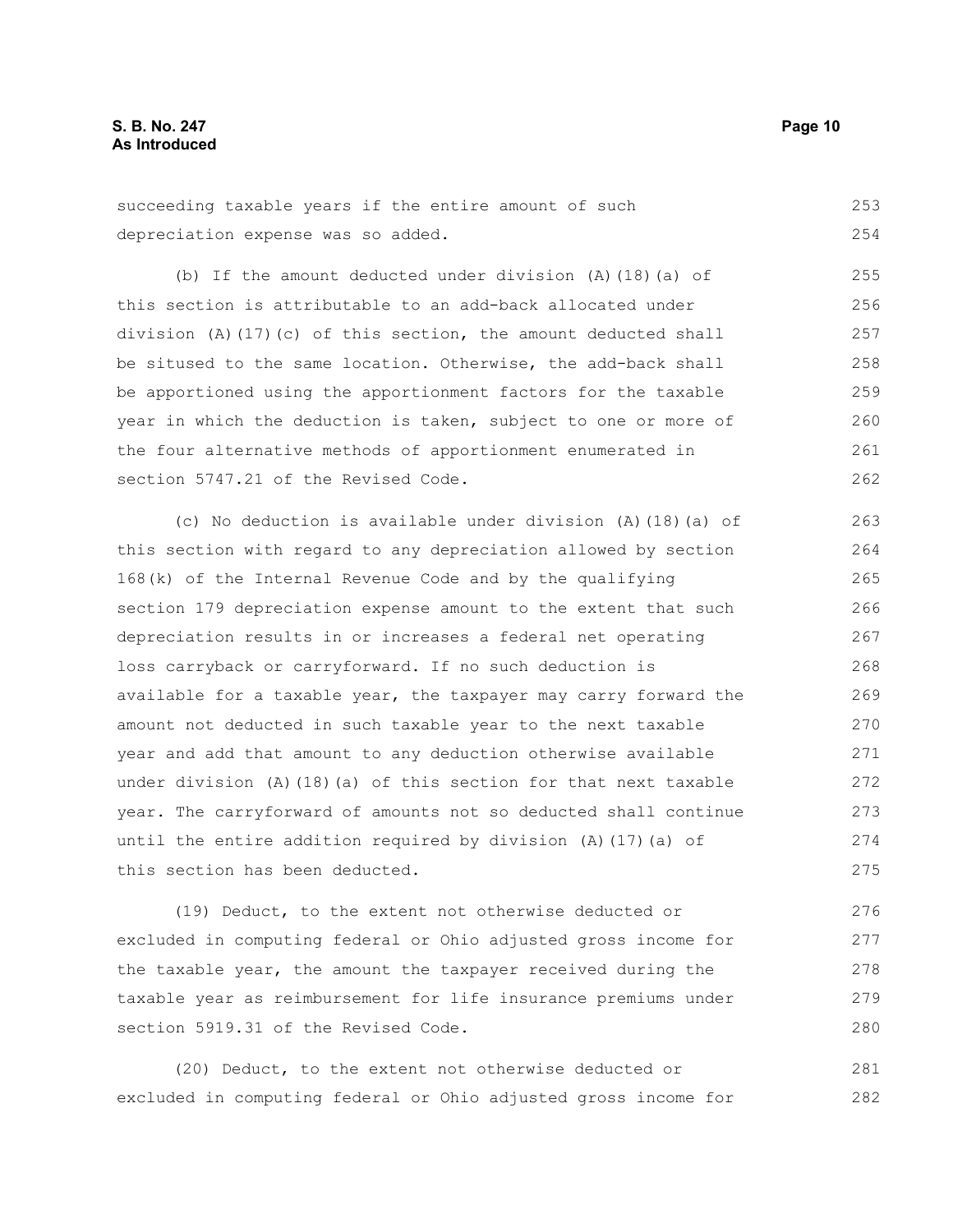succeeding taxable years if the entire amount of such depreciation expense was so added.

(b) If the amount deducted under division (A)(18)(a) of this section is attributable to an add-back allocated under division (A)(17)(c) of this section, the amount deducted shall be sitused to the same location. Otherwise, the add-back shall be apportioned using the apportionment factors for the taxable year in which the deduction is taken, subject to one or more of the four alternative methods of apportionment enumerated in section 5747.21 of the Revised Code.

(c) No deduction is available under division (A)(18)(a) of this section with regard to any depreciation allowed by section 168(k) of the Internal Revenue Code and by the qualifying section 179 depreciation expense amount to the extent that such depreciation results in or increases a federal net operating loss carryback or carryforward. If no such deduction is available for a taxable year, the taxpayer may carry forward the amount not deducted in such taxable year to the next taxable year and add that amount to any deduction otherwise available under division (A)(18)(a) of this section for that next taxable year. The carryforward of amounts not so deducted shall continue until the entire addition required by division (A)(17)(a) of this section has been deducted.

(19) Deduct, to the extent not otherwise deducted or excluded in computing federal or Ohio adjusted gross income for the taxable year, the amount the taxpayer received during the taxable year as reimbursement for life insurance premiums under section 5919.31 of the Revised Code.

(20) Deduct, to the extent not otherwise deducted or excluded in computing federal or Ohio adjusted gross income for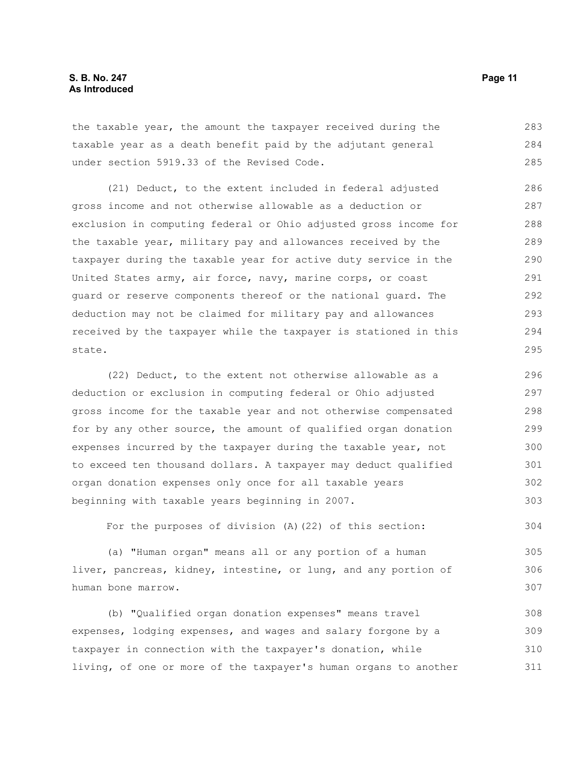the taxable year, the amount the taxpayer received during the taxable year as a death benefit paid by the adjutant general under section 5919.33 of the Revised Code.

(21) Deduct, to the extent included in federal adjusted gross income and not otherwise allowable as a deduction or exclusion in computing federal or Ohio adjusted gross income for the taxable year, military pay and allowances received by the taxpayer during the taxable year for active duty service in the United States army, air force, navy, marine corps, or coast guard or reserve components thereof or the national guard. The deduction may not be claimed for military pay and allowances received by the taxpayer while the taxpayer is stationed in this state.

(22) Deduct, to the extent not otherwise allowable as a deduction or exclusion in computing federal or Ohio adjusted gross income for the taxable year and not otherwise compensated for by any other source, the amount of qualified organ donation expenses incurred by the taxpayer during the taxable year, not to exceed ten thousand dollars. A taxpayer may deduct qualified organ donation expenses only once for all taxable years beginning with taxable years beginning in 2007.

For the purposes of division (A)(22) of this section:

(a) "Human organ" means all or any portion of a human liver, pancreas, kidney, intestine, or lung, and any portion of human bone marrow.

(b) "Qualified organ donation expenses" means travel expenses, lodging expenses, and wages and salary forgone by a taxpayer in connection with the taxpayer's donation, while living, of one or more of the taxpayer's human organs to another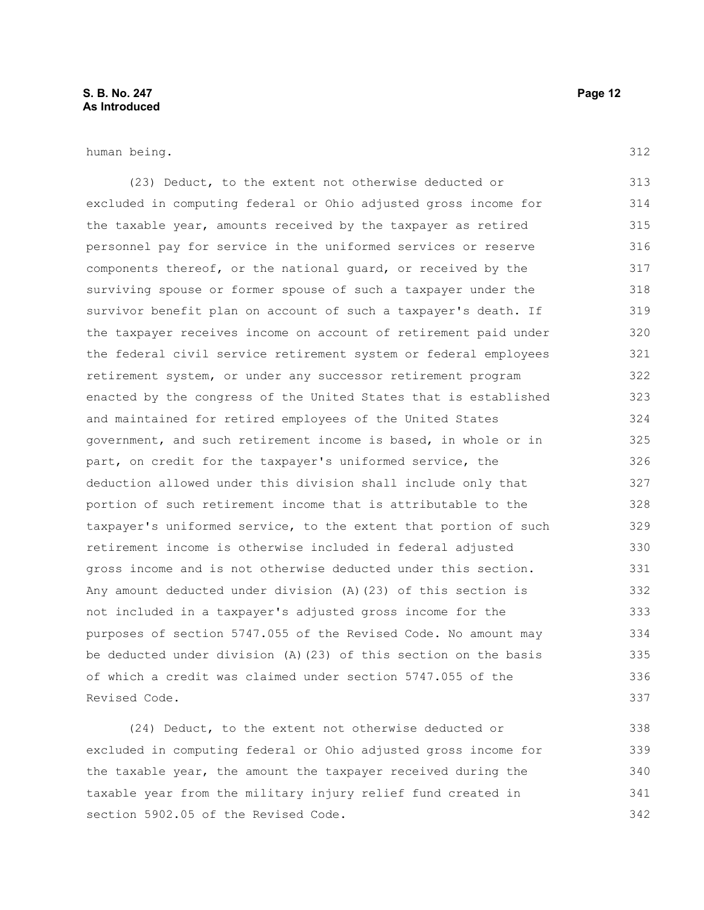human being.

(23) Deduct, to the extent not otherwise deducted or excluded in computing federal or Ohio adjusted gross income for the taxable year, amounts received by the taxpayer as retired personnel pay for service in the uniformed services or reserve components thereof, or the national guard, or received by the surviving spouse or former spouse of such a taxpayer under the survivor benefit plan on account of such a taxpayer's death. If the taxpayer receives income on account of retirement paid under the federal civil service retirement system or federal employees retirement system, or under any successor retirement program enacted by the congress of the United States that is established and maintained for retired employees of the United States government, and such retirement income is based, in whole or in part, on credit for the taxpayer's uniformed service, the deduction allowed under this division shall include only that portion of such retirement income that is attributable to the taxpayer's uniformed service, to the extent that portion of such retirement income is otherwise included in federal adjusted gross income and is not otherwise deducted under this section. Any amount deducted under division (A)(23) of this section is not included in a taxpayer's adjusted gross income for the purposes of section 5747.055 of the Revised Code. No amount may be deducted under division (A)(23) of this section on the basis of which a credit was claimed under section 5747.055 of the Revised Code.

(24) Deduct, to the extent not otherwise deducted or excluded in computing federal or Ohio adjusted gross income for the taxable year, the amount the taxpayer received during the taxable year from the military injury relief fund created in section 5902.05 of the Revised Code.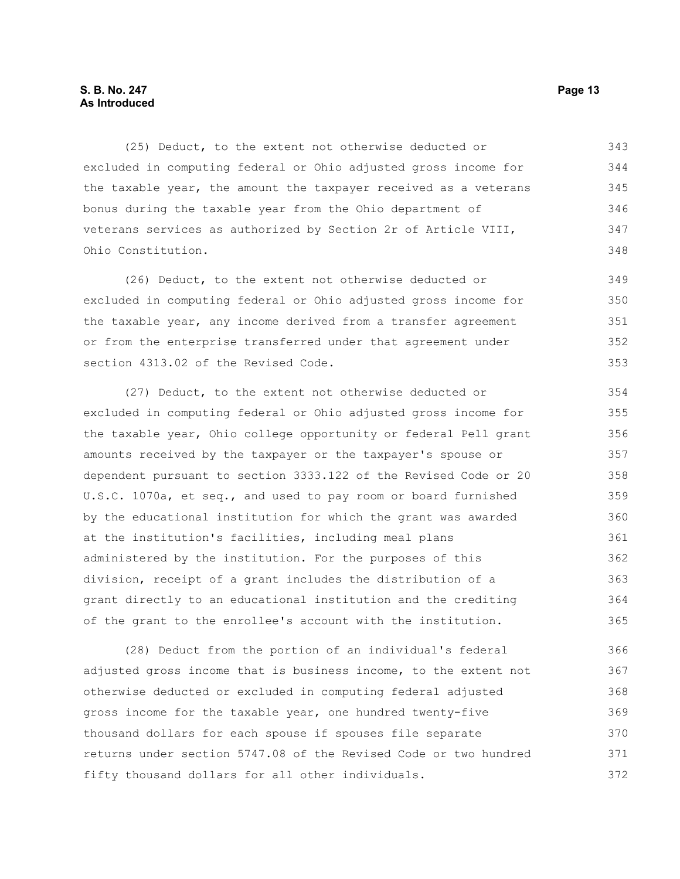(25) Deduct, to the extent not otherwise deducted or excluded in computing federal or Ohio adjusted gross income for the taxable year, the amount the taxpayer received as a veterans bonus during the taxable year from the Ohio department of veterans services as authorized by Section 2r of Article VIII, Ohio Constitution.

(26) Deduct, to the extent not otherwise deducted or excluded in computing federal or Ohio adjusted gross income for the taxable year, any income derived from a transfer agreement or from the enterprise transferred under that agreement under section 4313.02 of the Revised Code.

(27) Deduct, to the extent not otherwise deducted or excluded in computing federal or Ohio adjusted gross income for the taxable year, Ohio college opportunity or federal Pell grant amounts received by the taxpayer or the taxpayer's spouse or dependent pursuant to section 3333.122 of the Revised Code or 20 U.S.C. 1070a, et seq., and used to pay room or board furnished by the educational institution for which the grant was awarded at the institution's facilities, including meal plans administered by the institution. For the purposes of this division, receipt of a grant includes the distribution of a grant directly to an educational institution and the crediting of the grant to the enrollee's account with the institution.

(28) Deduct from the portion of an individual's federal adjusted gross income that is business income, to the extent not otherwise deducted or excluded in computing federal adjusted gross income for the taxable year, one hundred twenty-five thousand dollars for each spouse if spouses file separate returns under section 5747.08 of the Revised Code or two hundred fifty thousand dollars for all other individuals.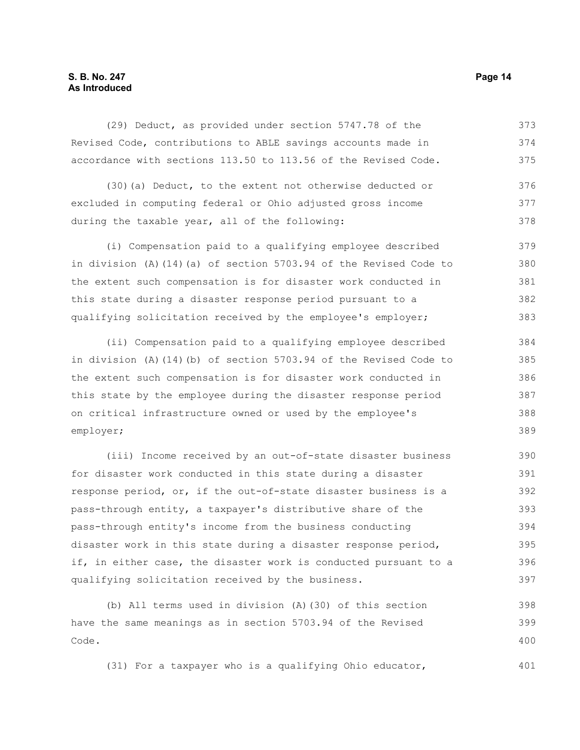(29) Deduct, as provided under section 5747.78 of the Revised Code, contributions to ABLE savings accounts made in accordance with sections 113.50 to 113.56 of the Revised Code.

(30)(a) Deduct, to the extent not otherwise deducted or excluded in computing federal or Ohio adjusted gross income during the taxable year, all of the following:

(i) Compensation paid to a qualifying employee described in division (A)(14)(a) of section 5703.94 of the Revised Code to the extent such compensation is for disaster work conducted in this state during a disaster response period pursuant to a qualifying solicitation received by the employee's employer;

(ii) Compensation paid to a qualifying employee described in division (A)(14)(b) of section 5703.94 of the Revised Code to the extent such compensation is for disaster work conducted in this state by the employee during the disaster response period on critical infrastructure owned or used by the employee's employer;

(iii) Income received by an out-of-state disaster business for disaster work conducted in this state during a disaster response period, or, if the out-of-state disaster business is a pass-through entity, a taxpayer's distributive share of the pass-through entity's income from the business conducting disaster work in this state during a disaster response period, if, in either case, the disaster work is conducted pursuant to a qualifying solicitation received by the business.

(b) All terms used in division (A)(30) of this section have the same meanings as in section 5703.94 of the Revised Code.

(31) For a taxpayer who is a qualifying Ohio educator,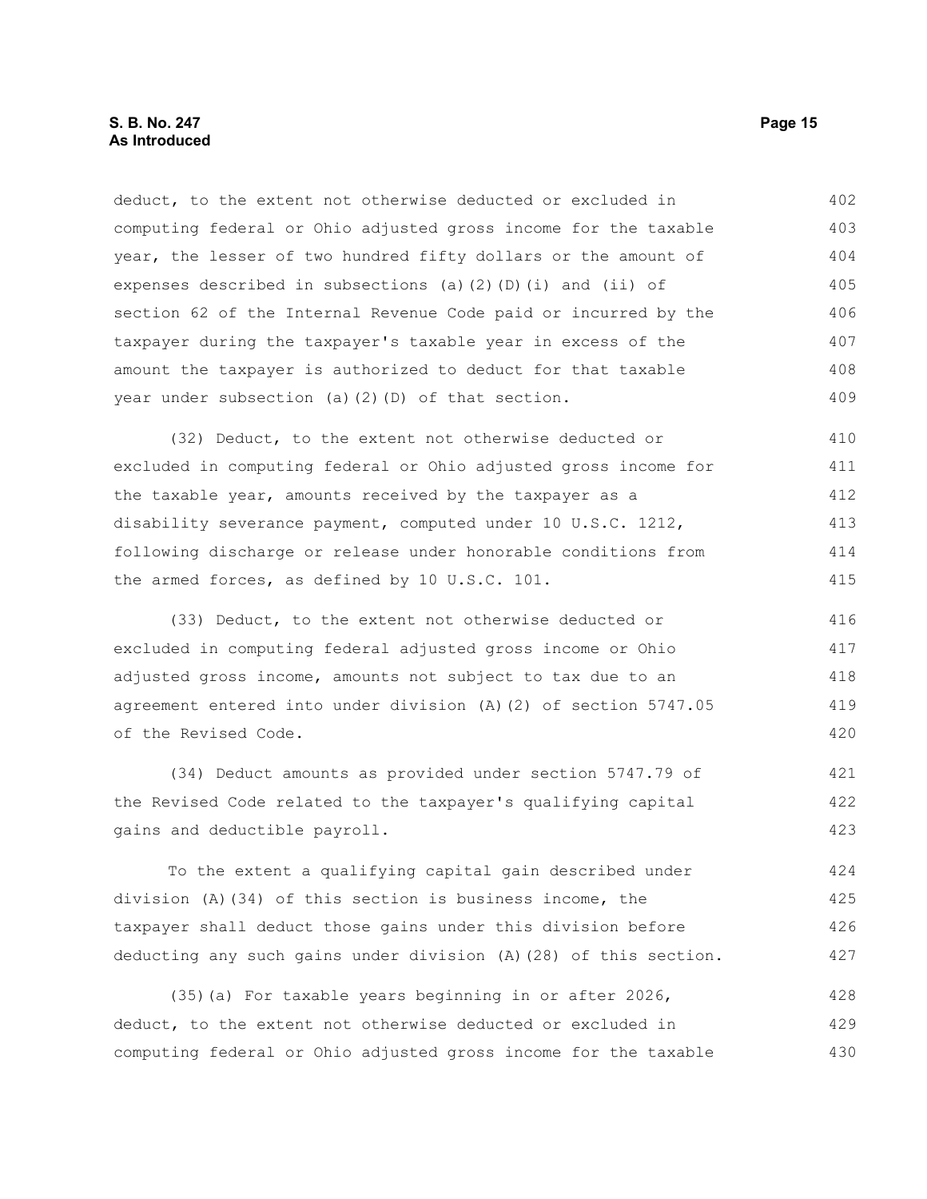deduct, to the extent not otherwise deducted or excluded in computing federal or Ohio adjusted gross income for the taxable year, the lesser of two hundred fifty dollars or the amount of expenses described in subsections (a)(2)(D)(i) and (ii) of section 62 of the Internal Revenue Code paid or incurred by the taxpayer during the taxpayer's taxable year in excess of the amount the taxpayer is authorized to deduct for that taxable year under subsection (a)(2)(D) of that section.

(32) Deduct, to the extent not otherwise deducted or excluded in computing federal or Ohio adjusted gross income for the taxable year, amounts received by the taxpayer as a disability severance payment, computed under 10 U.S.C. 1212, following discharge or release under honorable conditions from the armed forces, as defined by 10 U.S.C. 101.

(33) Deduct, to the extent not otherwise deducted or excluded in computing federal adjusted gross income or Ohio adjusted gross income, amounts not subject to tax due to an agreement entered into under division (A)(2) of section 5747.05 of the Revised Code.

(34) Deduct amounts as provided under section 5747.79 of the Revised Code related to the taxpayer's qualifying capital gains and deductible payroll.

To the extent a qualifying capital gain described under division (A)(34) of this section is business income, the taxpayer shall deduct those gains under this division before deducting any such gains under division (A)(28) of this section.

(35)(a) For taxable years beginning in or after 2026, deduct, to the extent not otherwise deducted or excluded in computing federal or Ohio adjusted gross income for the taxable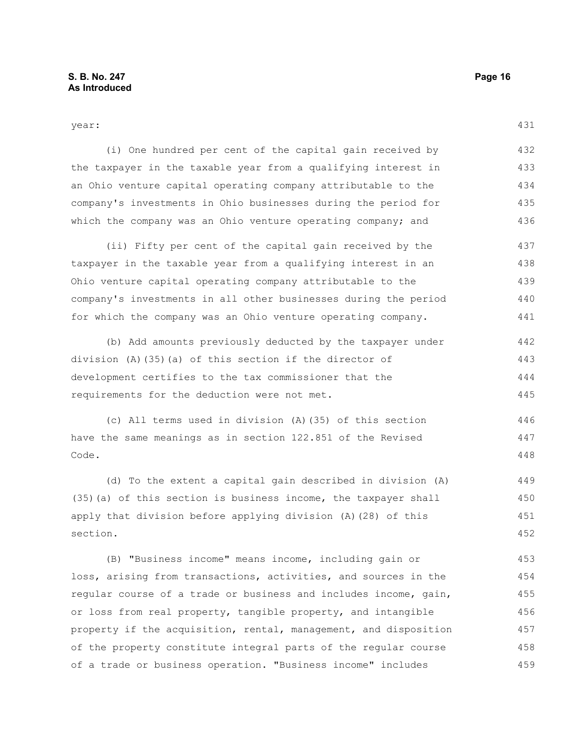year:

(i) One hundred per cent of the capital gain received by the taxpayer in the taxable year from a qualifying interest in an Ohio venture capital operating company attributable to the company's investments in Ohio businesses during the period for which the company was an Ohio venture operating company; and

(ii) Fifty per cent of the capital gain received by the taxpayer in the taxable year from a qualifying interest in an Ohio venture capital operating company attributable to the company's investments in all other businesses during the period for which the company was an Ohio venture operating company.

(b) Add amounts previously deducted by the taxpayer under division (A)(35)(a) of this section if the director of development certifies to the tax commissioner that the requirements for the deduction were not met.

(c) All terms used in division (A)(35) of this section have the same meanings as in section 122.851 of the Revised Code.

(d) To the extent a capital gain described in division (A)(35)(a) of this section is business income, the taxpayer shall apply that division before applying division (A)(28) of this section.

(B) "Business income" means income, including gain or loss, arising from transactions, activities, and sources in the regular course of a trade or business and includes income, gain, or loss from real property, tangible property, and intangible property if the acquisition, rental, management, and disposition of the property constitute integral parts of the regular course of a trade or business operation. "Business income" includes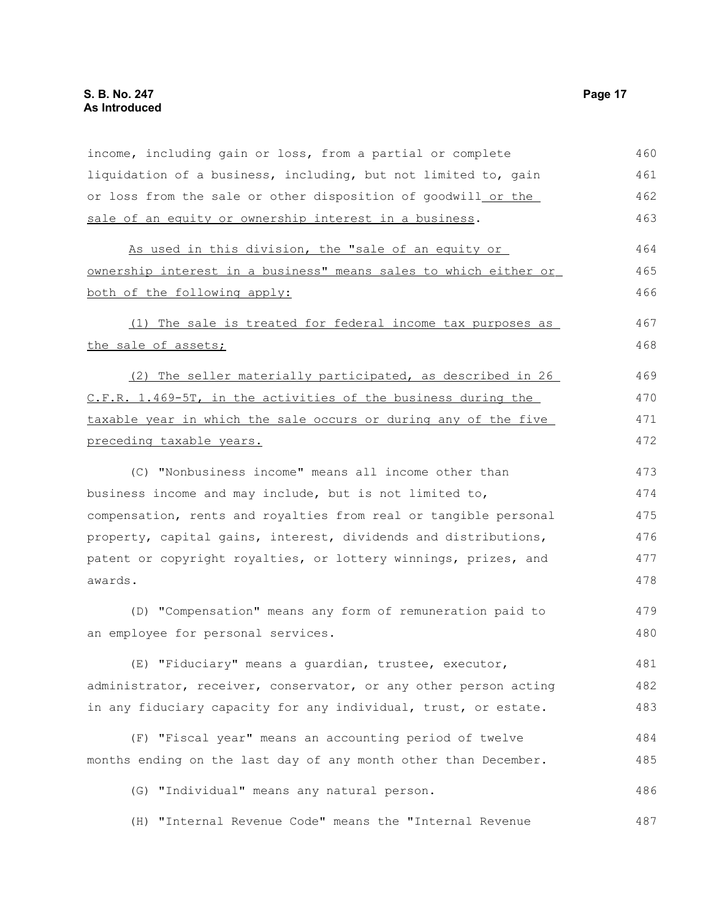income, including gain or loss, from a partial or complete liquidation of a business, including, but not limited to, gain or loss from the sale or other disposition of goodwill or the sale of an equity or ownership interest in a business.

As used in this division, the "sale of an equity or ownership interest in a business" means sales to which either or both of the following apply:

(1) The sale is treated for federal income tax purposes as the sale of assets;

(2) The seller materially participated, as described in 26 C.F.R. 1.469-5T, in the activities of the business during the taxable year in which the sale occurs or during any of the five preceding taxable years.

(C) "Nonbusiness income" means all income other than business income and may include, but is not limited to, compensation, rents and royalties from real or tangible personal property, capital gains, interest, dividends and distributions, patent or copyright royalties, or lottery winnings, prizes, and awards.

(D) "Compensation" means any form of remuneration paid to an employee for personal services.

(E) "Fiduciary" means a guardian, trustee, executor, administrator, receiver, conservator, or any other person acting in any fiduciary capacity for any individual, trust, or estate.

(F) "Fiscal year" means an accounting period of twelve months ending on the last day of any month other than December.

(G) "Individual" means any natural person.

(H) "Internal Revenue Code" means the "Internal Revenue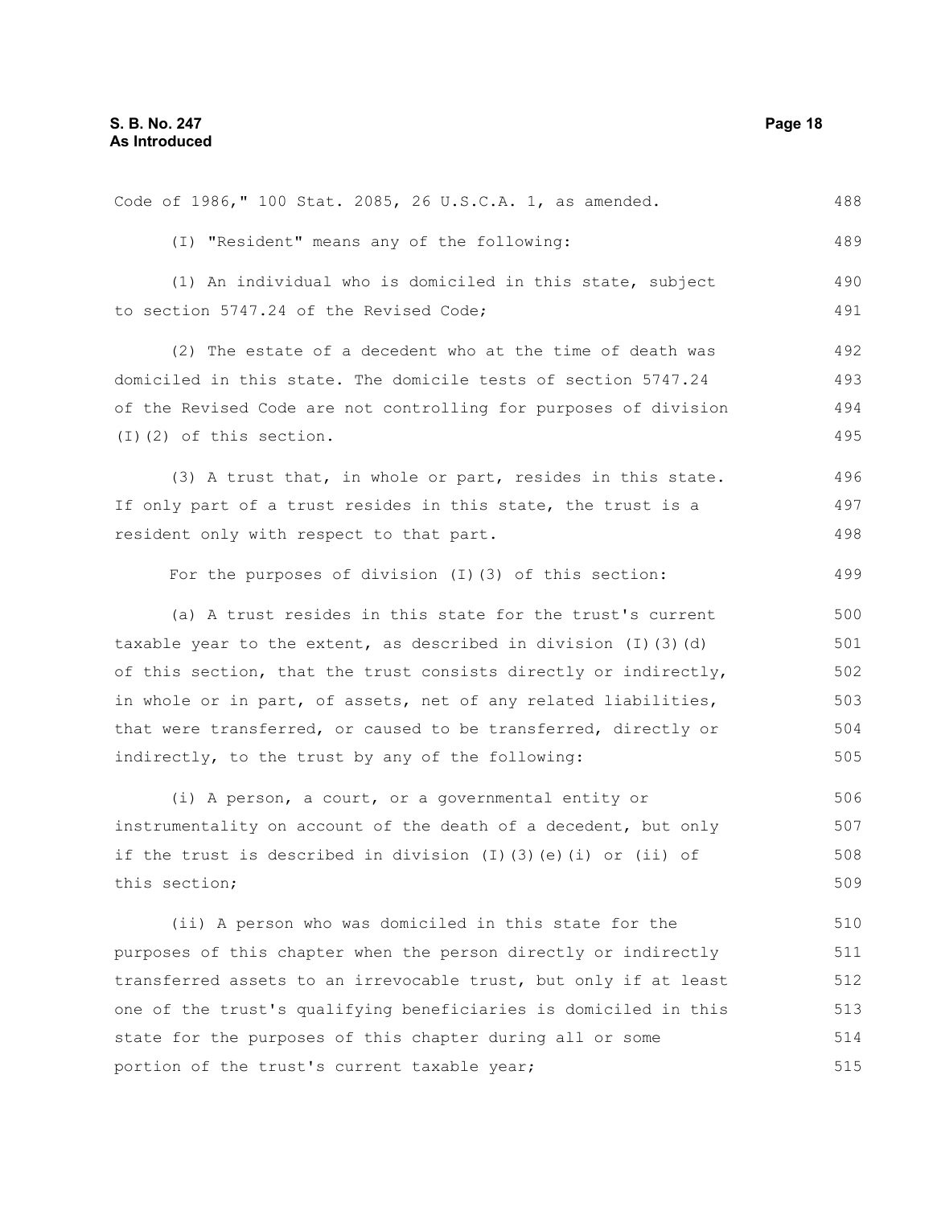Code of 1986," 100 Stat. 2085, 26 U.S.C.A. 1, as amended.

(I) "Resident" means any of the following:

(1) An individual who is domiciled in this state, subject to section 5747.24 of the Revised Code;

(2) The estate of a decedent who at the time of death was domiciled in this state. The domicile tests of section 5747.24 of the Revised Code are not controlling for purposes of division (I)(2) of this section.

(3) A trust that, in whole or part, resides in this state. If only part of a trust resides in this state, the trust is a resident only with respect to that part.

For the purposes of division (I)(3) of this section:

(a) A trust resides in this state for the trust's current taxable year to the extent, as described in division (I)(3)(d) of this section, that the trust consists directly or indirectly, in whole or in part, of assets, net of any related liabilities, that were transferred, or caused to be transferred, directly or indirectly, to the trust by any of the following:

(i) A person, a court, or a governmental entity or instrumentality on account of the death of a decedent, but only if the trust is described in division (I)(3)(e)(i) or (ii) of this section;

(ii) A person who was domiciled in this state for the purposes of this chapter when the person directly or indirectly transferred assets to an irrevocable trust, but only if at least one of the trust's qualifying beneficiaries is domiciled in this state for the purposes of this chapter during all or some portion of the trust's current taxable year;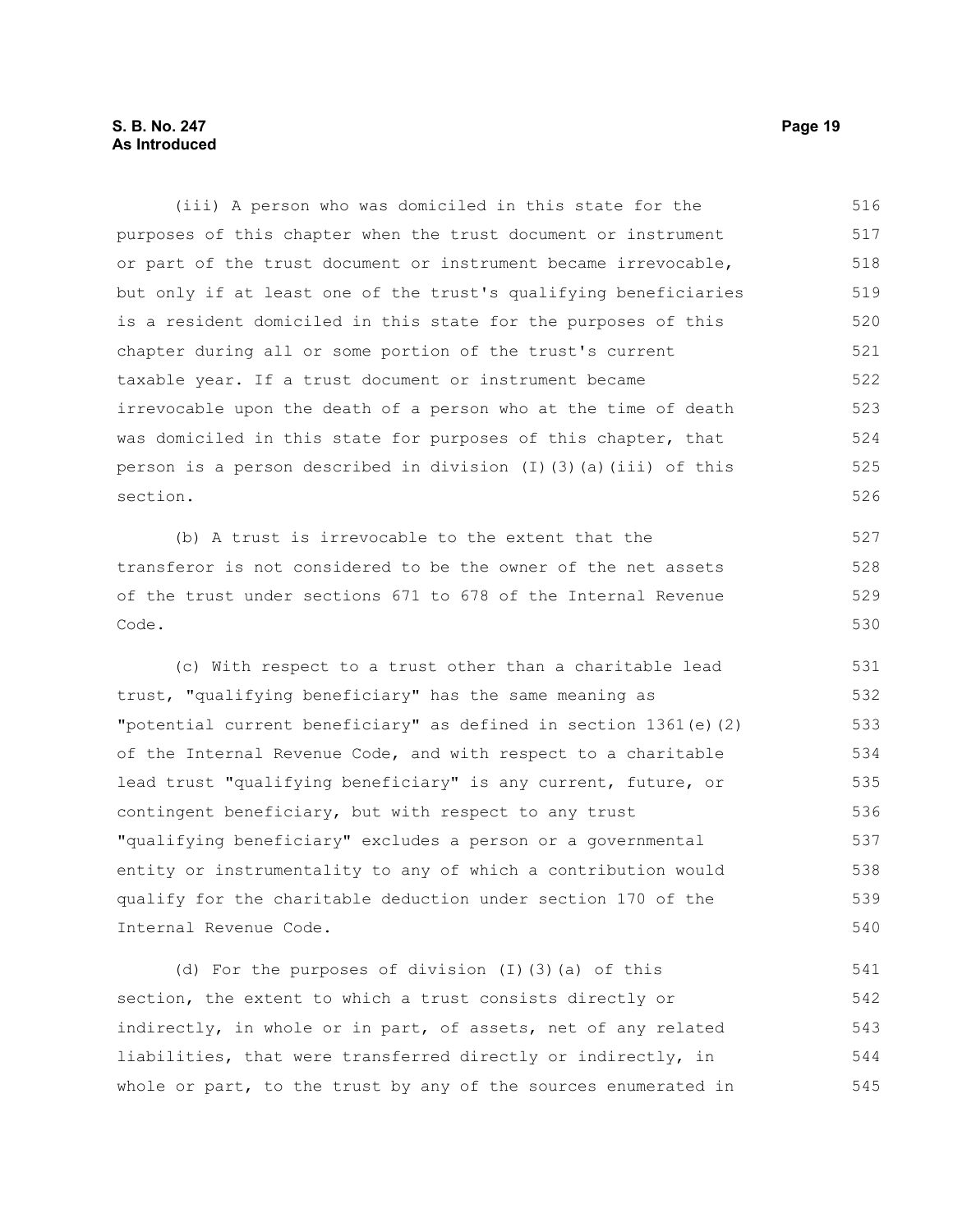(iii) A person who was domiciled in this state for the purposes of this chapter when the trust document or instrument or part of the trust document or instrument became irrevocable, but only if at least one of the trust's qualifying beneficiaries is a resident domiciled in this state for the purposes of this chapter during all or some portion of the trust's current taxable year. If a trust document or instrument became irrevocable upon the death of a person who at the time of death was domiciled in this state for purposes of this chapter, that person is a person described in division (I)(3)(a)(iii) of this section.

(b) A trust is irrevocable to the extent that the transferor is not considered to be the owner of the net assets of the trust under sections 671 to 678 of the Internal Revenue Code.

(c) With respect to a trust other than a charitable lead trust, "qualifying beneficiary" has the same meaning as "potential current beneficiary" as defined in section 1361(e)(2) of the Internal Revenue Code, and with respect to a charitable lead trust "qualifying beneficiary" is any current, future, or contingent beneficiary, but with respect to any trust "qualifying beneficiary" excludes a person or a governmental entity or instrumentality to any of which a contribution would qualify for the charitable deduction under section 170 of the Internal Revenue Code.

(d) For the purposes of division (I)(3)(a) of this section, the extent to which a trust consists directly or indirectly, in whole or in part, of assets, net of any related liabilities, that were transferred directly or indirectly, in whole or part, to the trust by any of the sources enumerated in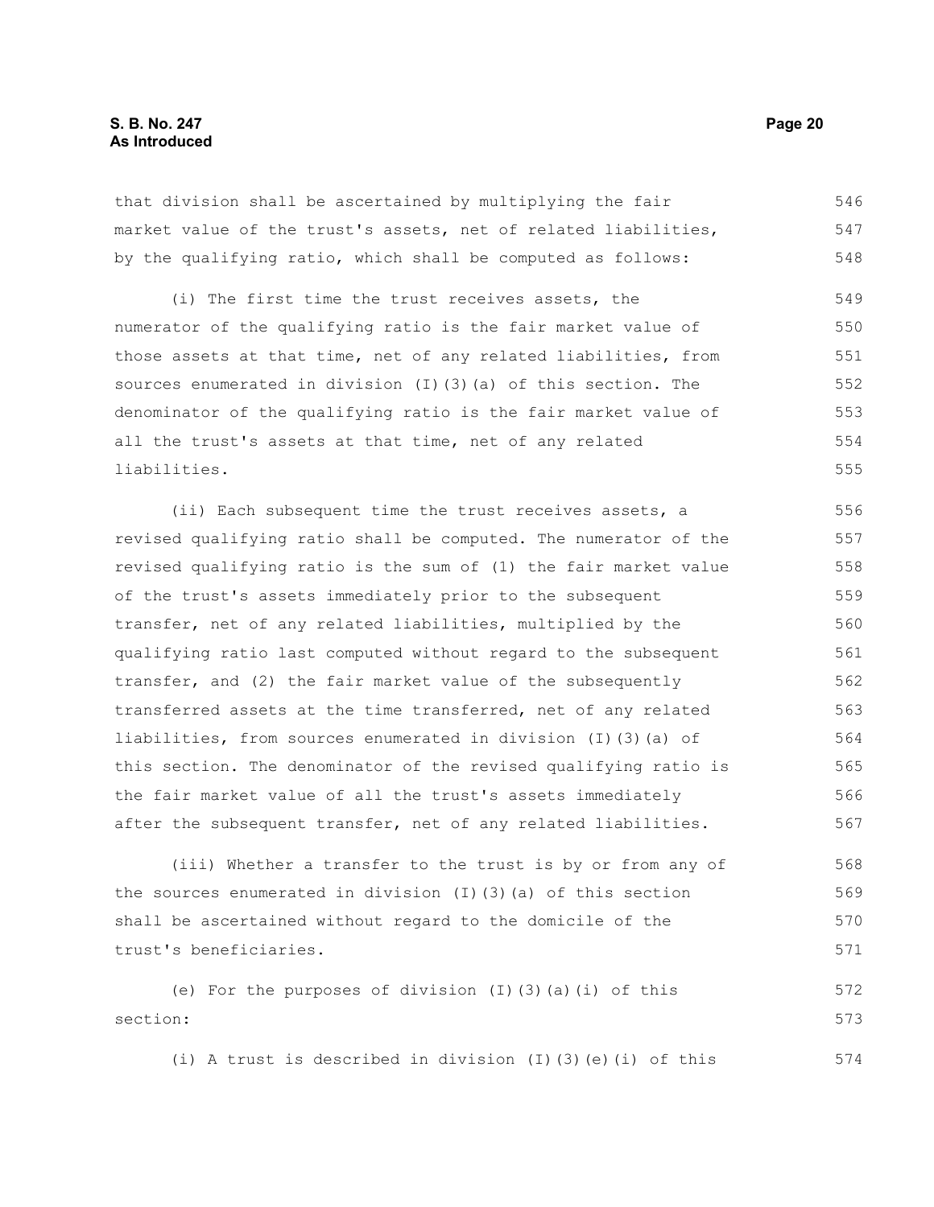that division shall be ascertained by multiplying the fair market value of the trust's assets, net of related liabilities, by the qualifying ratio, which shall be computed as follows:

(i) The first time the trust receives assets, the numerator of the qualifying ratio is the fair market value of those assets at that time, net of any related liabilities, from sources enumerated in division (I)(3)(a) of this section. The denominator of the qualifying ratio is the fair market value of all the trust's assets at that time, net of any related liabilities.

(ii) Each subsequent time the trust receives assets, a revised qualifying ratio shall be computed. The numerator of the revised qualifying ratio is the sum of (1) the fair market value of the trust's assets immediately prior to the subsequent transfer, net of any related liabilities, multiplied by the qualifying ratio last computed without regard to the subsequent transfer, and (2) the fair market value of the subsequently transferred assets at the time transferred, net of any related liabilities, from sources enumerated in division (I)(3)(a) of this section. The denominator of the revised qualifying ratio is the fair market value of all the trust's assets immediately after the subsequent transfer, net of any related liabilities.

(iii) Whether a transfer to the trust is by or from any of the sources enumerated in division (I)(3)(a) of this section shall be ascertained without regard to the domicile of the trust's beneficiaries.

(e) For the purposes of division (I)(3)(a)(i) of this section:

(i) A trust is described in division (I)(3)(e)(i) of this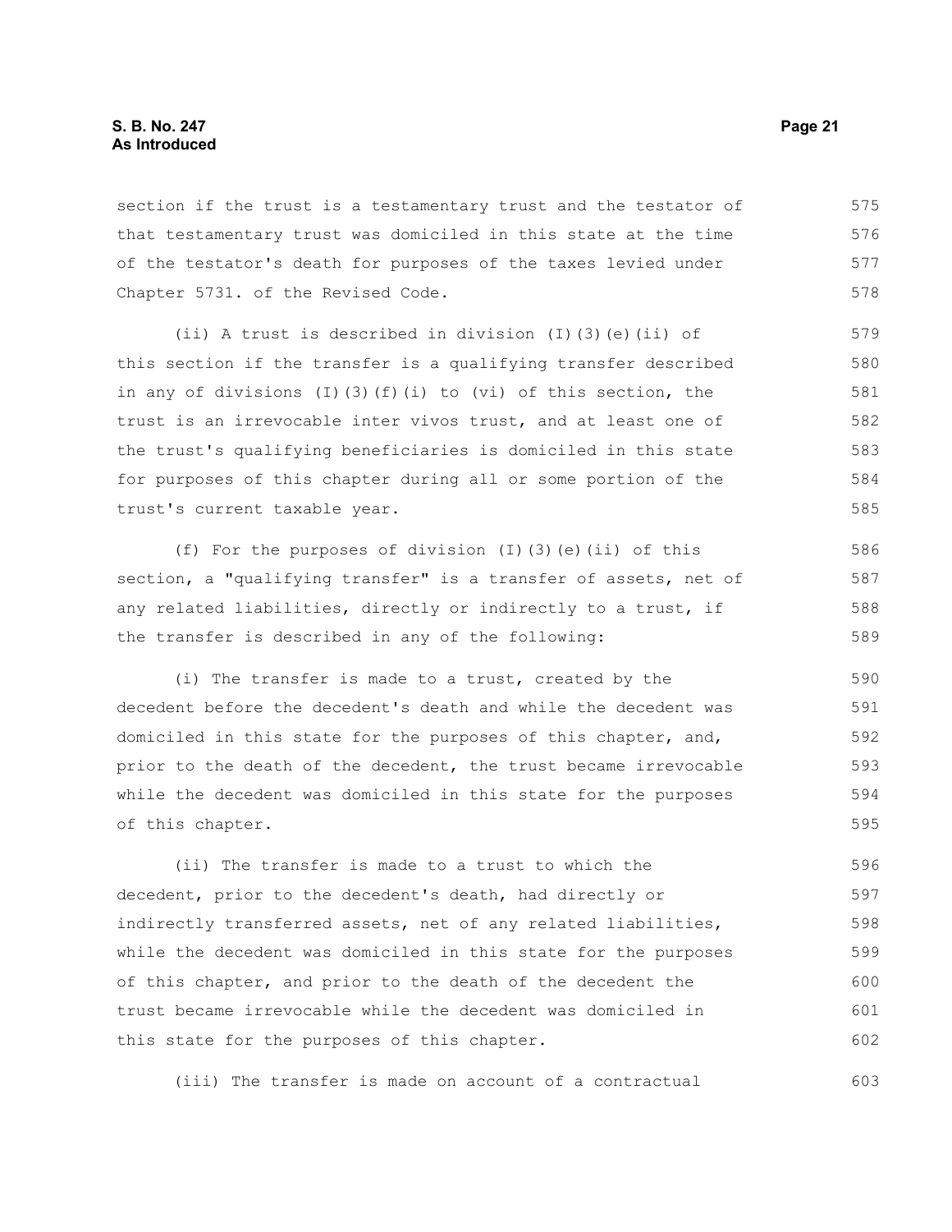section if the trust is a testamentary trust and the testator of that testamentary trust was domiciled in this state at the time of the testator's death for purposes of the taxes levied under Chapter 5731. of the Revised Code.

(ii) A trust is described in division (I)(3)(e)(ii) of this section if the transfer is a qualifying transfer described in any of divisions (I)(3)(f)(i) to (vi) of this section, the trust is an irrevocable inter vivos trust, and at least one of the trust's qualifying beneficiaries is domiciled in this state for purposes of this chapter during all or some portion of the trust's current taxable year.

(f) For the purposes of division (I)(3)(e)(ii) of this section, a "qualifying transfer" is a transfer of assets, net of any related liabilities, directly or indirectly to a trust, if the transfer is described in any of the following:

(i) The transfer is made to a trust, created by the decedent before the decedent's death and while the decedent was domiciled in this state for the purposes of this chapter, and, prior to the death of the decedent, the trust became irrevocable while the decedent was domiciled in this state for the purposes of this chapter.

(ii) The transfer is made to a trust to which the decedent, prior to the decedent's death, had directly or indirectly transferred assets, net of any related liabilities, while the decedent was domiciled in this state for the purposes of this chapter, and prior to the death of the decedent the trust became irrevocable while the decedent was domiciled in this state for the purposes of this chapter.

(iii) The transfer is made on account of a contractual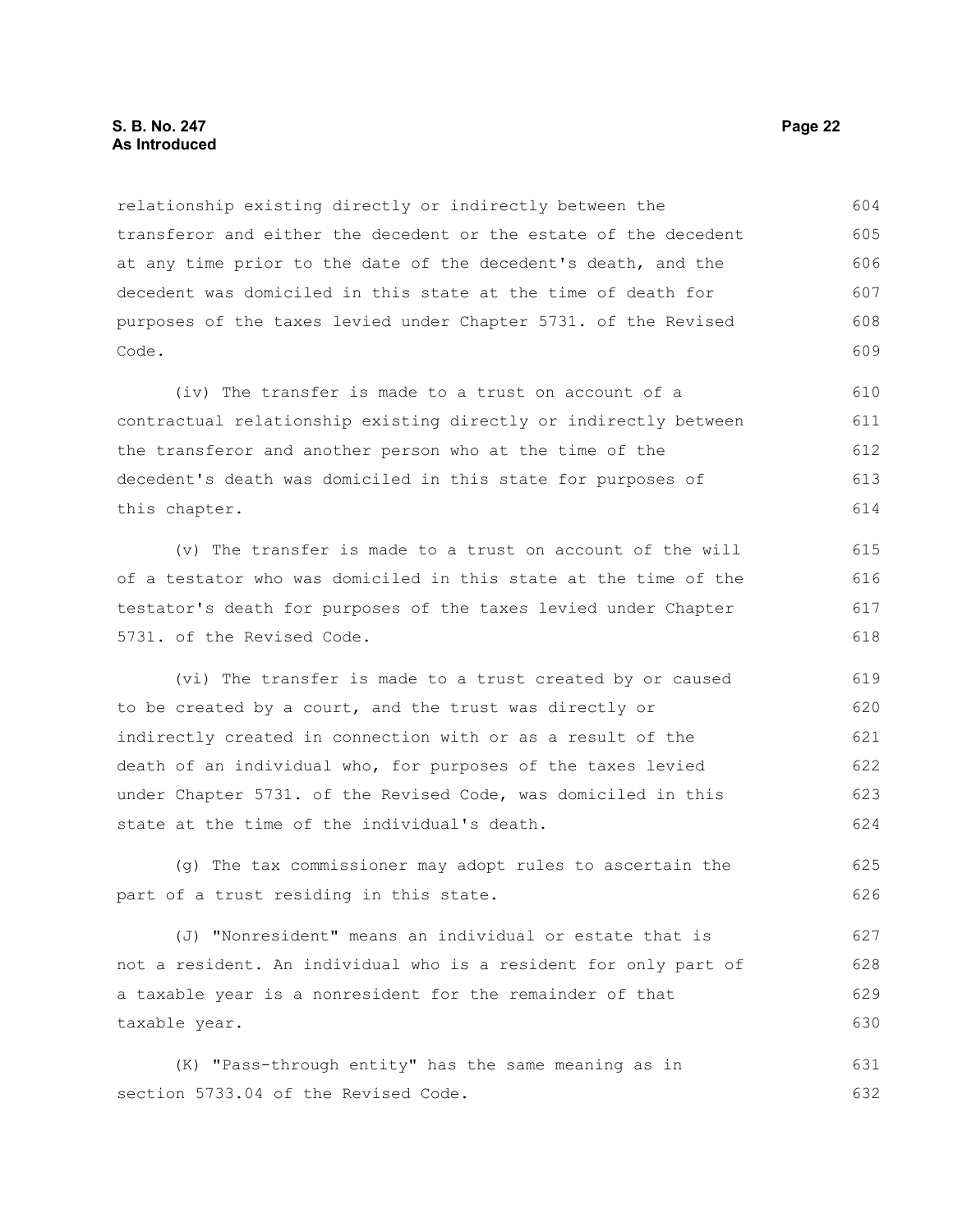relationship existing directly or indirectly between the transferor and either the decedent or the estate of the decedent at any time prior to the date of the decedent's death, and the decedent was domiciled in this state at the time of death for purposes of the taxes levied under Chapter 5731. of the Revised Code.

(iv) The transfer is made to a trust on account of a contractual relationship existing directly or indirectly between the transferor and another person who at the time of the decedent's death was domiciled in this state for purposes of this chapter.

(v) The transfer is made to a trust on account of the will of a testator who was domiciled in this state at the time of the testator's death for purposes of the taxes levied under Chapter 5731. of the Revised Code.

(vi) The transfer is made to a trust created by or caused to be created by a court, and the trust was directly or indirectly created in connection with or as a result of the death of an individual who, for purposes of the taxes levied under Chapter 5731. of the Revised Code, was domiciled in this state at the time of the individual's death.

(g) The tax commissioner may adopt rules to ascertain the part of a trust residing in this state.

(J) "Nonresident" means an individual or estate that is not a resident. An individual who is a resident for only part of a taxable year is a nonresident for the remainder of that taxable year.

(K) "Pass-through entity" has the same meaning as in section 5733.04 of the Revised Code.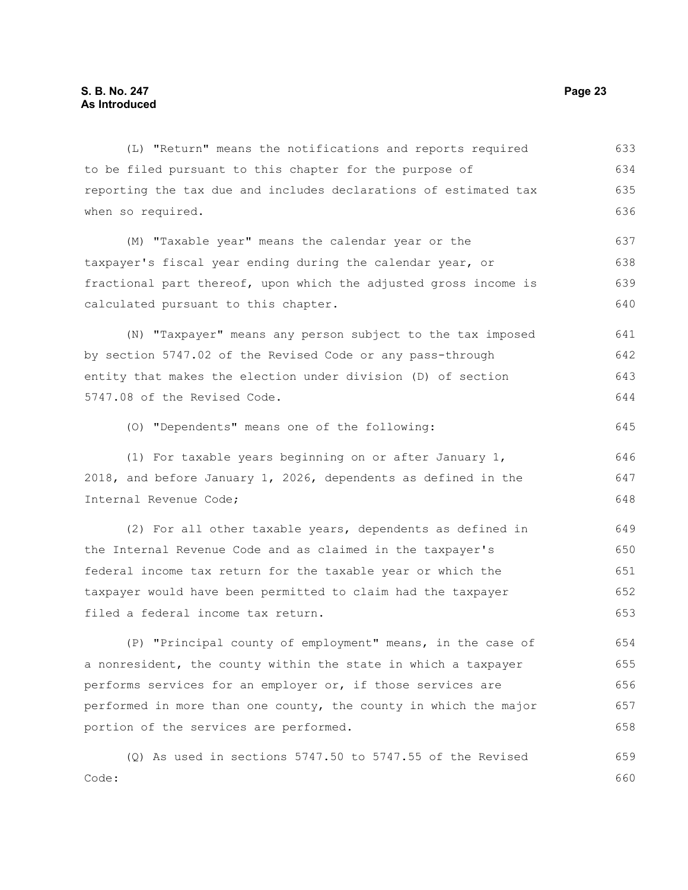(L) "Return" means the notifications and reports required to be filed pursuant to this chapter for the purpose of reporting the tax due and includes declarations of estimated tax when so required.

(M) "Taxable year" means the calendar year or the taxpayer's fiscal year ending during the calendar year, or fractional part thereof, upon which the adjusted gross income is calculated pursuant to this chapter.

(N) "Taxpayer" means any person subject to the tax imposed by section 5747.02 of the Revised Code or any pass-through entity that makes the election under division (D) of section 5747.08 of the Revised Code.

(O) "Dependents" means one of the following:

(1) For taxable years beginning on or after January 1, 2018, and before January 1, 2026, dependents as defined in the Internal Revenue Code;

(2) For all other taxable years, dependents as defined in the Internal Revenue Code and as claimed in the taxpayer's federal income tax return for the taxable year or which the taxpayer would have been permitted to claim had the taxpayer filed a federal income tax return.

(P) "Principal county of employment" means, in the case of a nonresident, the county within the state in which a taxpayer performs services for an employer or, if those services are performed in more than one county, the county in which the major portion of the services are performed.

(Q) As used in sections 5747.50 to 5747.55 of the Revised Code: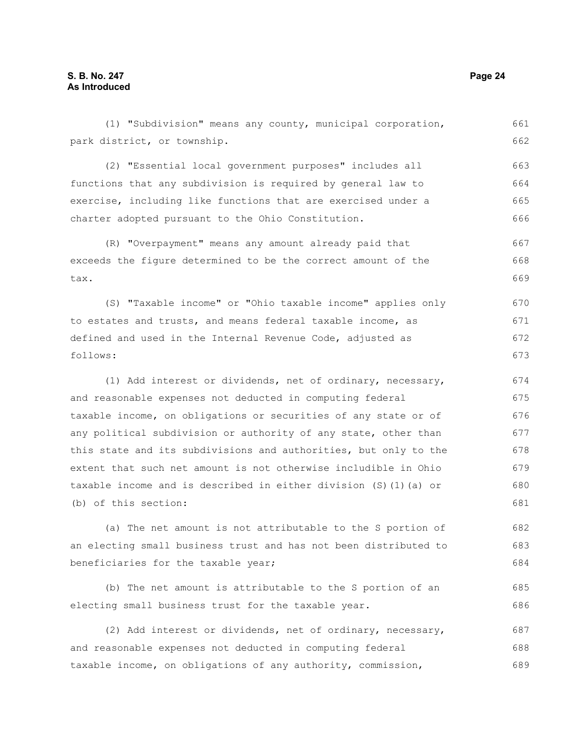(1) "Subdivision" means any county, municipal corporation, park district, or township.

(2) "Essential local government purposes" includes all functions that any subdivision is required by general law to exercise, including like functions that are exercised under a charter adopted pursuant to the Ohio Constitution.

(R) "Overpayment" means any amount already paid that exceeds the figure determined to be the correct amount of the tax.

(S) "Taxable income" or "Ohio taxable income" applies only to estates and trusts, and means federal taxable income, as defined and used in the Internal Revenue Code, adjusted as follows:

(1) Add interest or dividends, net of ordinary, necessary, and reasonable expenses not deducted in computing federal taxable income, on obligations or securities of any state or of any political subdivision or authority of any state, other than this state and its subdivisions and authorities, but only to the extent that such net amount is not otherwise includible in Ohio taxable income and is described in either division (S)(1)(a) or (b) of this section:

(a) The net amount is not attributable to the S portion of an electing small business trust and has not been distributed to beneficiaries for the taxable year;

(b) The net amount is attributable to the S portion of an electing small business trust for the taxable year.

(2) Add interest or dividends, net of ordinary, necessary, and reasonable expenses not deducted in computing federal taxable income, on obligations of any authority, commission,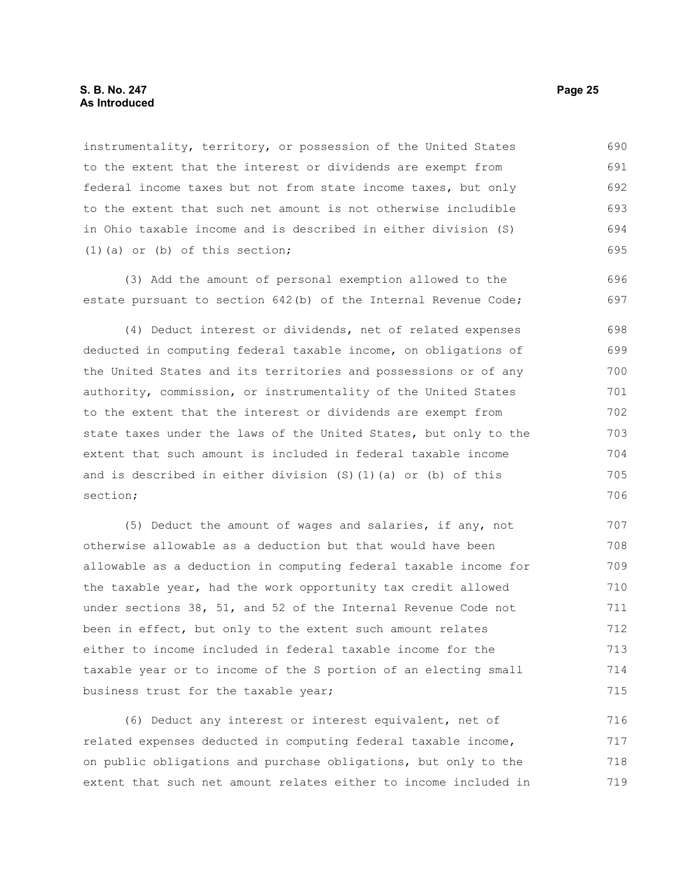instrumentality, territory, or possession of the United States to the extent that the interest or dividends are exempt from federal income taxes but not from state income taxes, but only to the extent that such net amount is not otherwise includible in Ohio taxable income and is described in either division (S)(1)(a) or (b) of this section;

(3) Add the amount of personal exemption allowed to the estate pursuant to section 642(b) of the Internal Revenue Code;

(4) Deduct interest or dividends, net of related expenses deducted in computing federal taxable income, on obligations of the United States and its territories and possessions or of any authority, commission, or instrumentality of the United States to the extent that the interest or dividends are exempt from state taxes under the laws of the United States, but only to the extent that such amount is included in federal taxable income and is described in either division (S)(1)(a) or (b) of this section;

(5) Deduct the amount of wages and salaries, if any, not otherwise allowable as a deduction but that would have been allowable as a deduction in computing federal taxable income for the taxable year, had the work opportunity tax credit allowed under sections 38, 51, and 52 of the Internal Revenue Code not been in effect, but only to the extent such amount relates either to income included in federal taxable income for the taxable year or to income of the S portion of an electing small business trust for the taxable year;

(6) Deduct any interest or interest equivalent, net of related expenses deducted in computing federal taxable income, on public obligations and purchase obligations, but only to the extent that such net amount relates either to income included in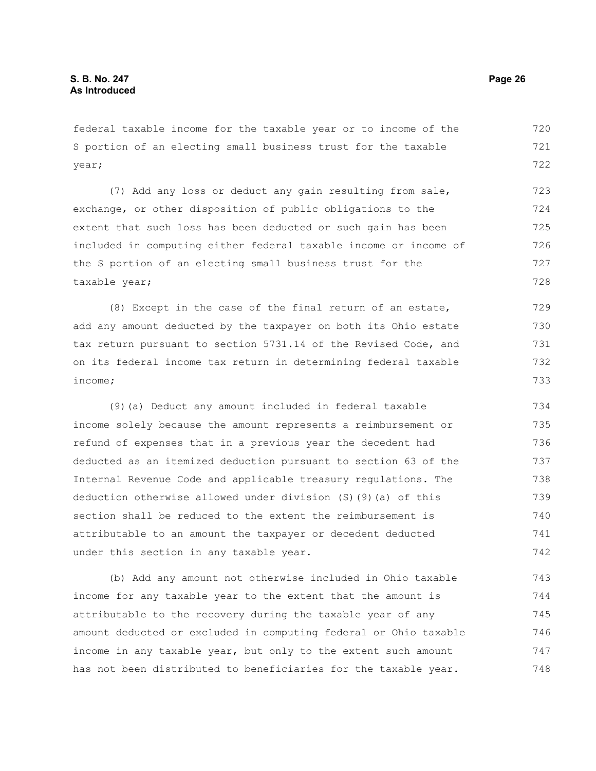federal taxable income for the taxable year or to income of the S portion of an electing small business trust for the taxable year;

(7) Add any loss or deduct any gain resulting from sale, exchange, or other disposition of public obligations to the extent that such loss has been deducted or such gain has been included in computing either federal taxable income or income of the S portion of an electing small business trust for the taxable year;

(8) Except in the case of the final return of an estate, add any amount deducted by the taxpayer on both its Ohio estate tax return pursuant to section 5731.14 of the Revised Code, and on its federal income tax return in determining federal taxable income;

(9)(a) Deduct any amount included in federal taxable income solely because the amount represents a reimbursement or refund of expenses that in a previous year the decedent had deducted as an itemized deduction pursuant to section 63 of the Internal Revenue Code and applicable treasury regulations. The deduction otherwise allowed under division (S)(9)(a) of this section shall be reduced to the extent the reimbursement is attributable to an amount the taxpayer or decedent deducted under this section in any taxable year.

(b) Add any amount not otherwise included in Ohio taxable income for any taxable year to the extent that the amount is attributable to the recovery during the taxable year of any amount deducted or excluded in computing federal or Ohio taxable income in any taxable year, but only to the extent such amount has not been distributed to beneficiaries for the taxable year.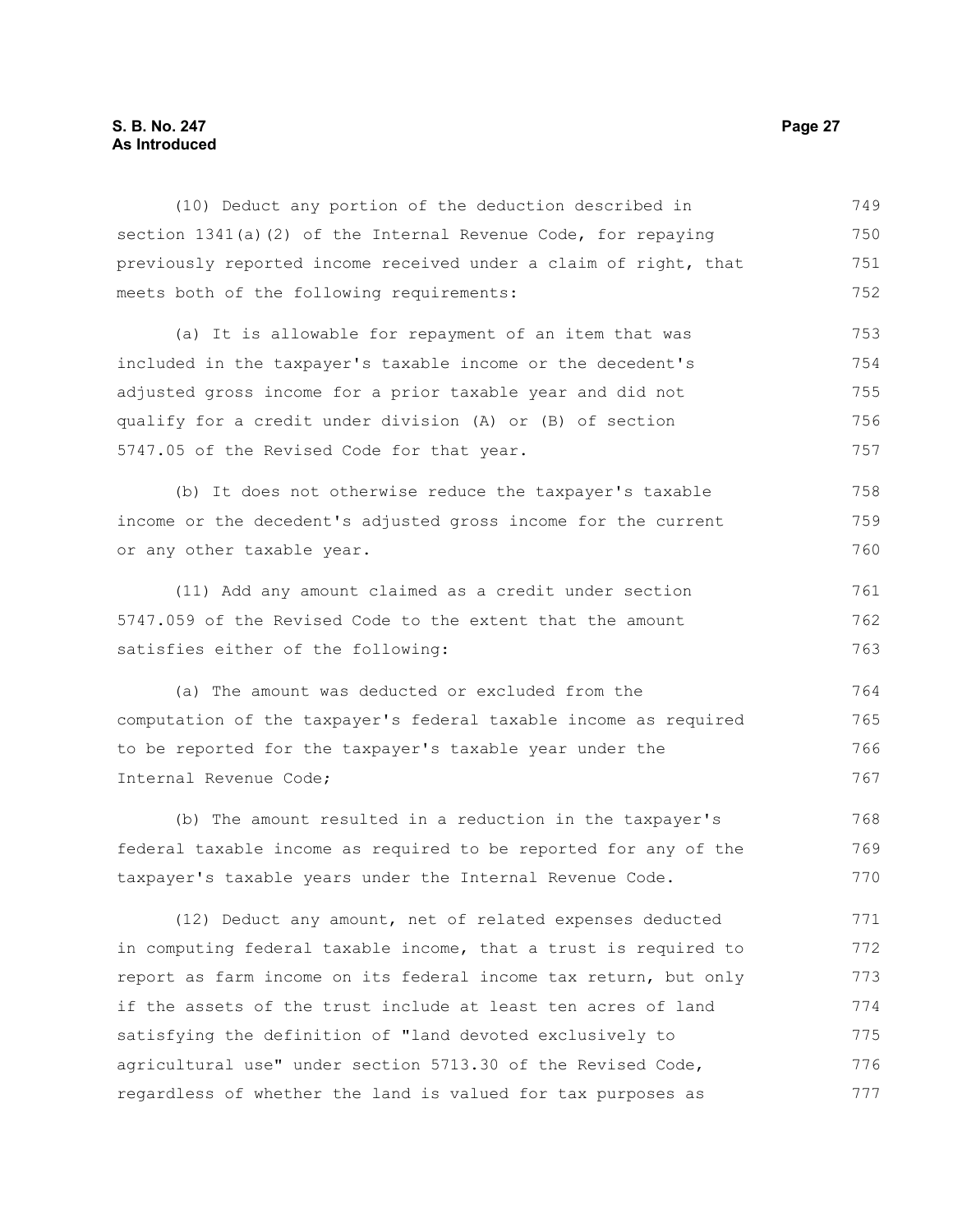(10) Deduct any portion of the deduction described in section 1341(a)(2) of the Internal Revenue Code, for repaying previously reported income received under a claim of right, that meets both of the following requirements:

(a) It is allowable for repayment of an item that was included in the taxpayer's taxable income or the decedent's adjusted gross income for a prior taxable year and did not qualify for a credit under division (A) or (B) of section 5747.05 of the Revised Code for that year.

(b) It does not otherwise reduce the taxpayer's taxable income or the decedent's adjusted gross income for the current or any other taxable year.

(11) Add any amount claimed as a credit under section 5747.059 of the Revised Code to the extent that the amount satisfies either of the following:

(a) The amount was deducted or excluded from the computation of the taxpayer's federal taxable income as required to be reported for the taxpayer's taxable year under the Internal Revenue Code;

(b) The amount resulted in a reduction in the taxpayer's federal taxable income as required to be reported for any of the taxpayer's taxable years under the Internal Revenue Code.

(12) Deduct any amount, net of related expenses deducted in computing federal taxable income, that a trust is required to report as farm income on its federal income tax return, but only if the assets of the trust include at least ten acres of land satisfying the definition of "land devoted exclusively to agricultural use" under section 5713.30 of the Revised Code, regardless of whether the land is valued for tax purposes as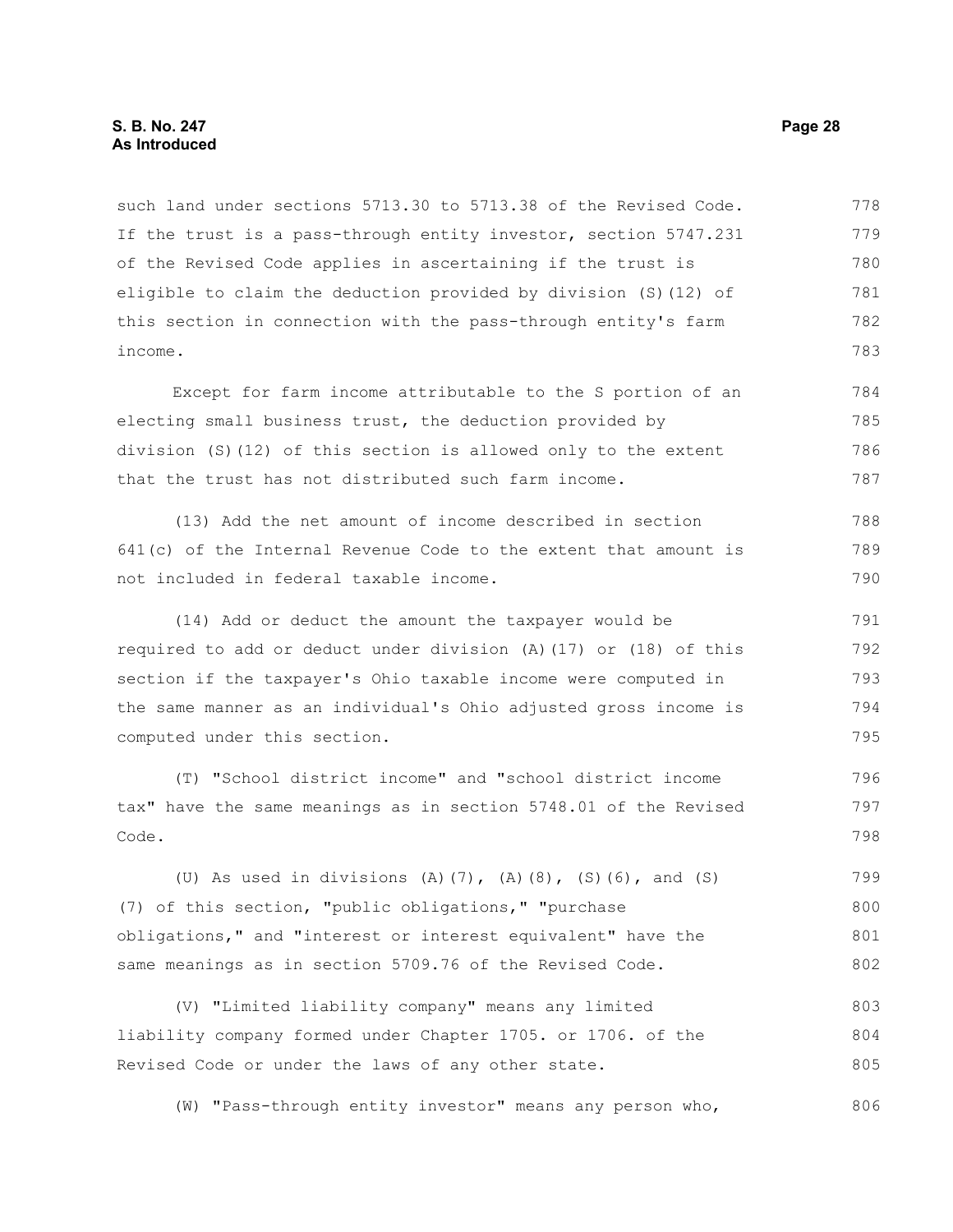such land under sections 5713.30 to 5713.38 of the Revised Code. If the trust is a pass-through entity investor, section 5747.231 of the Revised Code applies in ascertaining if the trust is eligible to claim the deduction provided by division (S)(12) of this section in connection with the pass-through entity's farm income.

Except for farm income attributable to the S portion of an electing small business trust, the deduction provided by division (S)(12) of this section is allowed only to the extent that the trust has not distributed such farm income.

(13) Add the net amount of income described in section 641(c) of the Internal Revenue Code to the extent that amount is not included in federal taxable income.

(14) Add or deduct the amount the taxpayer would be required to add or deduct under division (A)(17) or (18) of this section if the taxpayer's Ohio taxable income were computed in the same manner as an individual's Ohio adjusted gross income is computed under this section.

(T) "School district income" and "school district income tax" have the same meanings as in section 5748.01 of the Revised Code.

(U) As used in divisions (A)(7), (A)(8), (S)(6), and (S)(7) of this section, "public obligations," "purchase obligations," and "interest or interest equivalent" have the same meanings as in section 5709.76 of the Revised Code.

(V) "Limited liability company" means any limited liability company formed under Chapter 1705. or 1706. of the Revised Code or under the laws of any other state.

(W) "Pass-through entity investor" means any person who,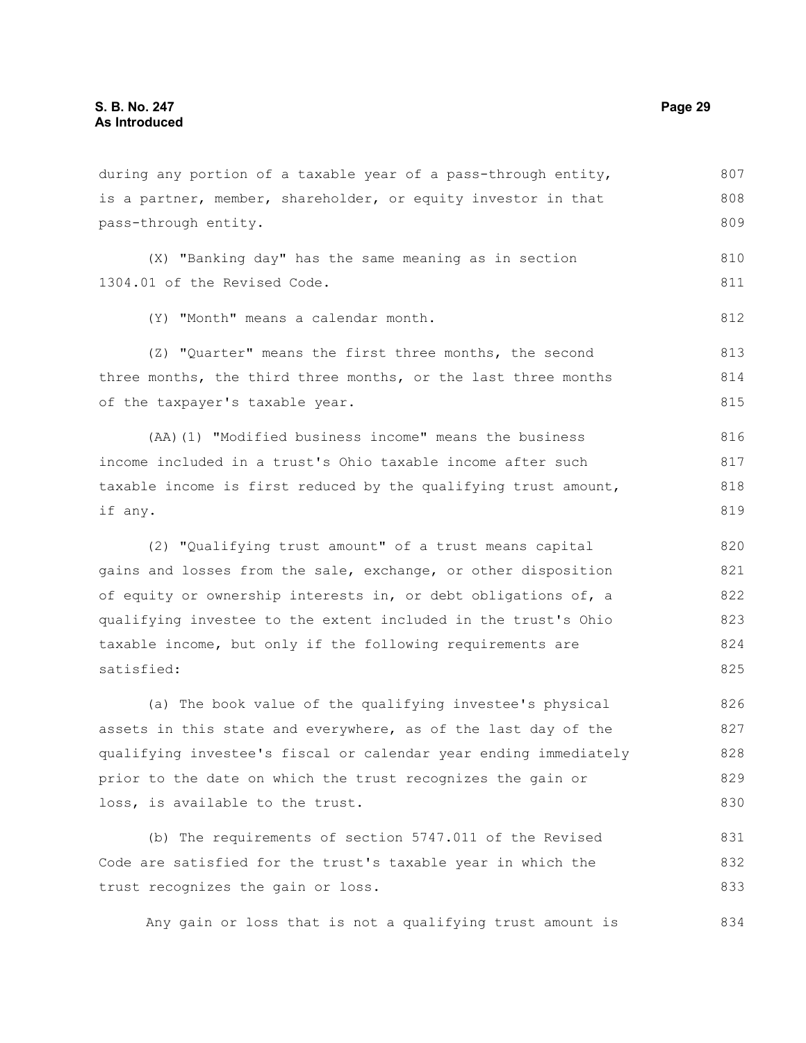during any portion of a taxable year of a pass-through entity, is a partner, member, shareholder, or equity investor in that pass-through entity.

(X) "Banking day" has the same meaning as in section 1304.01 of the Revised Code.

(Y) "Month" means a calendar month.

(Z) "Quarter" means the first three months, the second three months, the third three months, or the last three months of the taxpayer's taxable year.

(AA)(1) "Modified business income" means the business income included in a trust's Ohio taxable income after such taxable income is first reduced by the qualifying trust amount, if any.

(2) "Qualifying trust amount" of a trust means capital gains and losses from the sale, exchange, or other disposition of equity or ownership interests in, or debt obligations of, a qualifying investee to the extent included in the trust's Ohio taxable income, but only if the following requirements are satisfied:

(a) The book value of the qualifying investee's physical assets in this state and everywhere, as of the last day of the qualifying investee's fiscal or calendar year ending immediately prior to the date on which the trust recognizes the gain or loss, is available to the trust.

(b) The requirements of section 5747.011 of the Revised Code are satisfied for the trust's taxable year in which the trust recognizes the gain or loss.

Any gain or loss that is not a qualifying trust amount is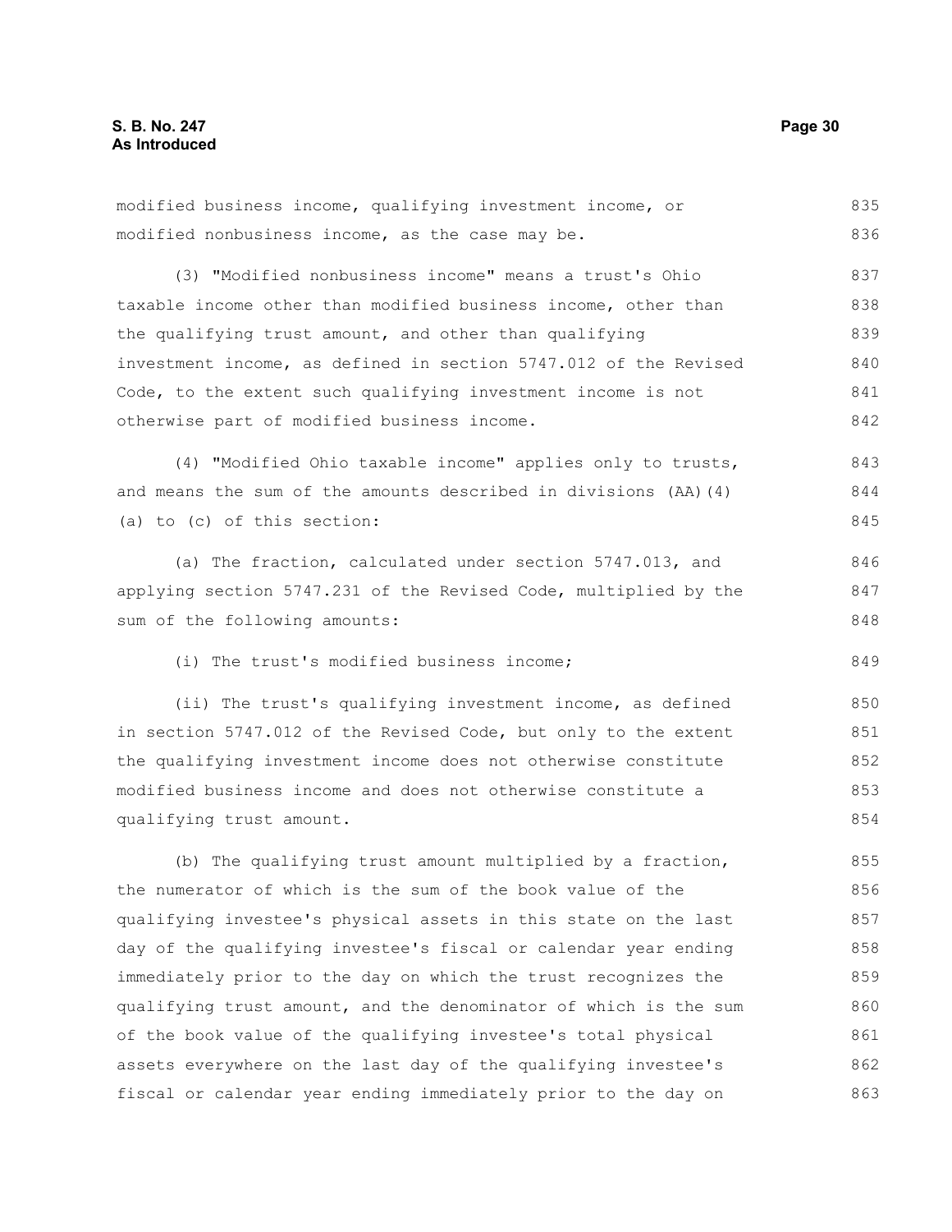modified business income, qualifying investment income, or modified nonbusiness income, as the case may be.

(3) "Modified nonbusiness income" means a trust's Ohio taxable income other than modified business income, other than the qualifying trust amount, and other than qualifying investment income, as defined in section 5747.012 of the Revised Code, to the extent such qualifying investment income is not otherwise part of modified business income.

(4) "Modified Ohio taxable income" applies only to trusts, and means the sum of the amounts described in divisions (AA)(4)(a) to (c) of this section:

(a) The fraction, calculated under section 5747.013, and applying section 5747.231 of the Revised Code, multiplied by the sum of the following amounts:

(i) The trust's modified business income;

(ii) The trust's qualifying investment income, as defined in section 5747.012 of the Revised Code, but only to the extent the qualifying investment income does not otherwise constitute modified business income and does not otherwise constitute a qualifying trust amount.

(b) The qualifying trust amount multiplied by a fraction, the numerator of which is the sum of the book value of the qualifying investee's physical assets in this state on the last day of the qualifying investee's fiscal or calendar year ending immediately prior to the day on which the trust recognizes the qualifying trust amount, and the denominator of which is the sum of the book value of the qualifying investee's total physical assets everywhere on the last day of the qualifying investee's fiscal or calendar year ending immediately prior to the day on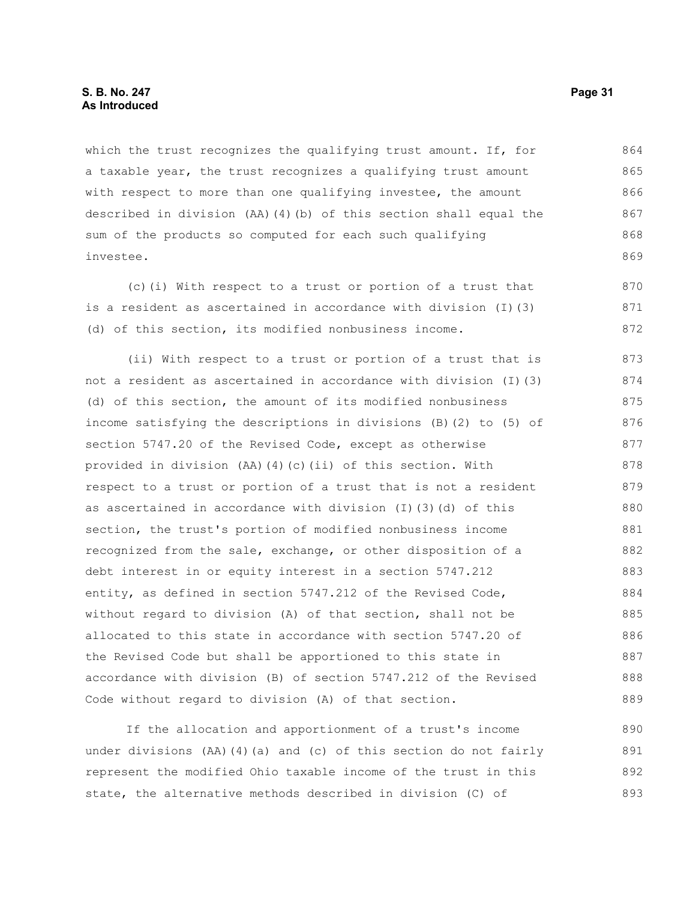which the trust recognizes the qualifying trust amount. If, for a taxable year, the trust recognizes a qualifying trust amount with respect to more than one qualifying investee, the amount described in division (AA)(4)(b) of this section shall equal the sum of the products so computed for each such qualifying investee.

(c)(i) With respect to a trust or portion of a trust that is a resident as ascertained in accordance with division (I)(3)(d) of this section, its modified nonbusiness income.

(ii) With respect to a trust or portion of a trust that is not a resident as ascertained in accordance with division (I)(3)(d) of this section, the amount of its modified nonbusiness income satisfying the descriptions in divisions (B)(2) to (5) of section 5747.20 of the Revised Code, except as otherwise provided in division (AA)(4)(c)(ii) of this section. With respect to a trust or portion of a trust that is not a resident as ascertained in accordance with division (I)(3)(d) of this section, the trust's portion of modified nonbusiness income recognized from the sale, exchange, or other disposition of a debt interest in or equity interest in a section 5747.212 entity, as defined in section 5747.212 of the Revised Code, without regard to division (A) of that section, shall not be allocated to this state in accordance with section 5747.20 of the Revised Code but shall be apportioned to this state in accordance with division (B) of section 5747.212 of the Revised Code without regard to division (A) of that section.

If the allocation and apportionment of a trust's income under divisions (AA)(4)(a) and (c) of this section do not fairly represent the modified Ohio taxable income of the trust in this state, the alternative methods described in division (C) of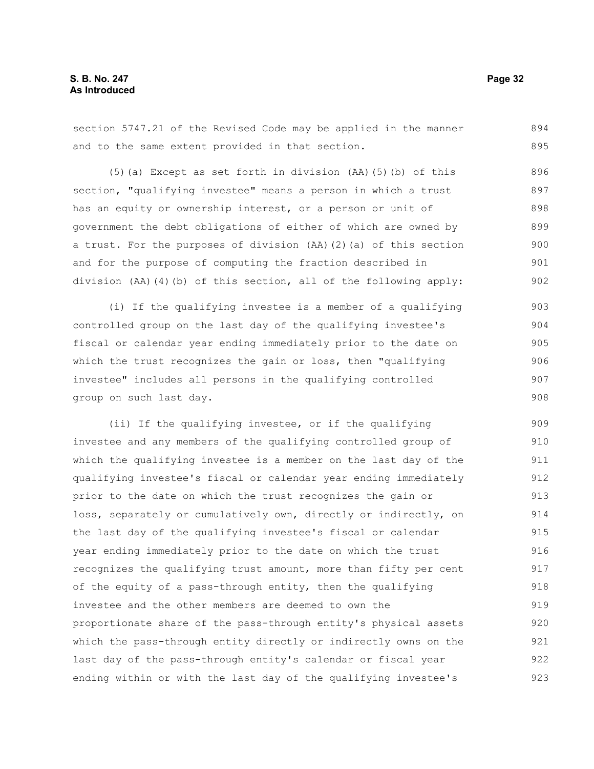section 5747.21 of the Revised Code may be applied in the manner and to the same extent provided in that section.

(5)(a) Except as set forth in division (AA)(5)(b) of this section, "qualifying investee" means a person in which a trust has an equity or ownership interest, or a person or unit of government the debt obligations of either of which are owned by a trust. For the purposes of division (AA)(2)(a) of this section and for the purpose of computing the fraction described in division (AA)(4)(b) of this section, all of the following apply:

(i) If the qualifying investee is a member of a qualifying controlled group on the last day of the qualifying investee's fiscal or calendar year ending immediately prior to the date on which the trust recognizes the gain or loss, then "qualifying investee" includes all persons in the qualifying controlled group on such last day.

(ii) If the qualifying investee, or if the qualifying investee and any members of the qualifying controlled group of which the qualifying investee is a member on the last day of the qualifying investee's fiscal or calendar year ending immediately prior to the date on which the trust recognizes the gain or loss, separately or cumulatively own, directly or indirectly, on the last day of the qualifying investee's fiscal or calendar year ending immediately prior to the date on which the trust recognizes the qualifying trust amount, more than fifty per cent of the equity of a pass-through entity, then the qualifying investee and the other members are deemed to own the proportionate share of the pass-through entity's physical assets which the pass-through entity directly or indirectly owns on the last day of the pass-through entity's calendar or fiscal year ending within or with the last day of the qualifying investee's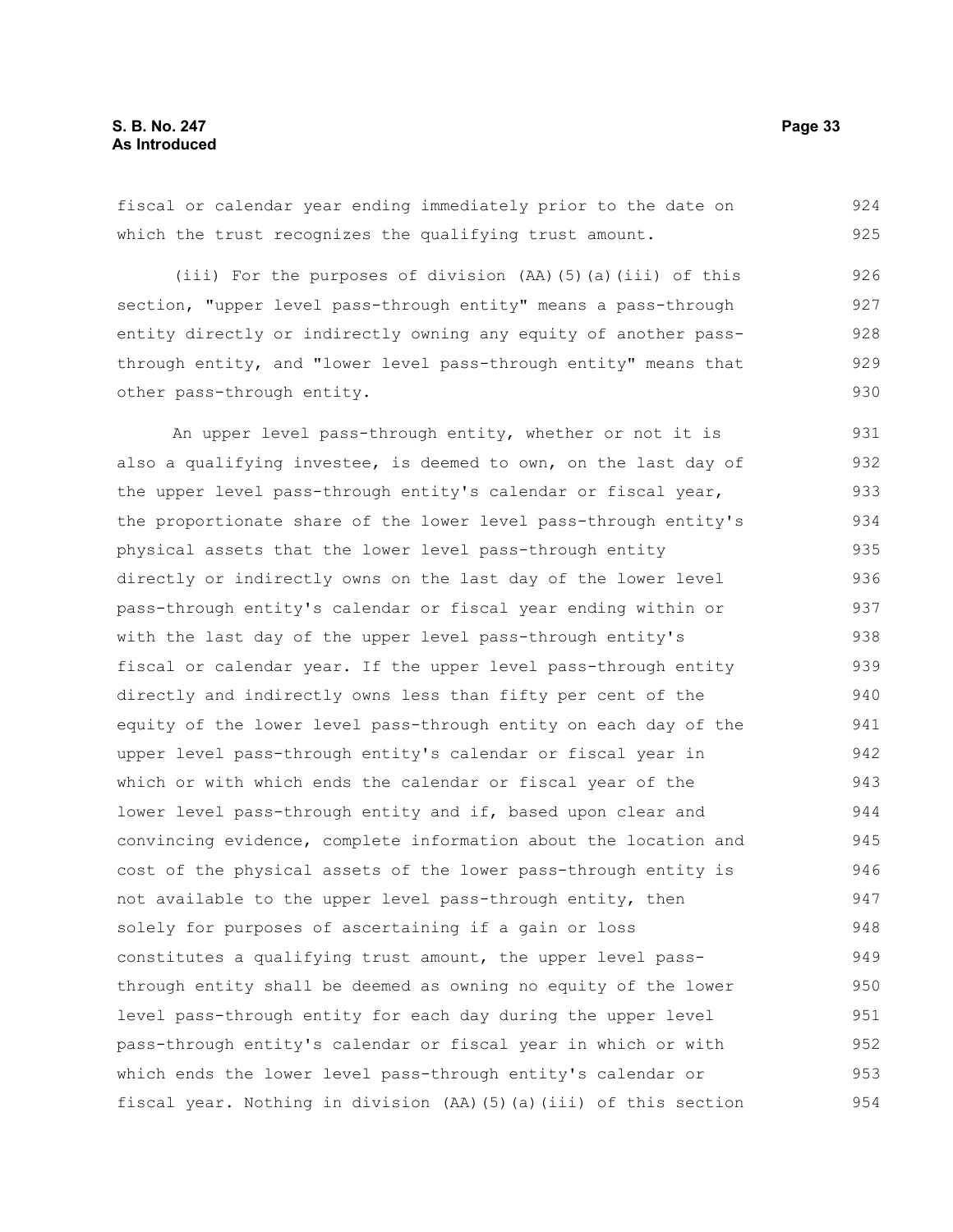fiscal or calendar year ending immediately prior to the date on which the trust recognizes the qualifying trust amount.

(iii) For the purposes of division (AA)(5)(a)(iii) of this section, "upper level pass-through entity" means a pass-through entity directly or indirectly owning any equity of another pass-through entity, and "lower level pass-through entity" means that other pass-through entity.

An upper level pass-through entity, whether or not it is also a qualifying investee, is deemed to own, on the last day of the upper level pass-through entity's calendar or fiscal year, the proportionate share of the lower level pass-through entity's physical assets that the lower level pass-through entity directly or indirectly owns on the last day of the lower level pass-through entity's calendar or fiscal year ending within or with the last day of the upper level pass-through entity's fiscal or calendar year. If the upper level pass-through entity directly and indirectly owns less than fifty per cent of the equity of the lower level pass-through entity on each day of the upper level pass-through entity's calendar or fiscal year in which or with which ends the calendar or fiscal year of the lower level pass-through entity and if, based upon clear and convincing evidence, complete information about the location and cost of the physical assets of the lower pass-through entity is not available to the upper level pass-through entity, then solely for purposes of ascertaining if a gain or loss constitutes a qualifying trust amount, the upper level pass-through entity shall be deemed as owning no equity of the lower level pass-through entity for each day during the upper level pass-through entity's calendar or fiscal year in which or with which ends the lower level pass-through entity's calendar or fiscal year. Nothing in division (AA)(5)(a)(iii) of this section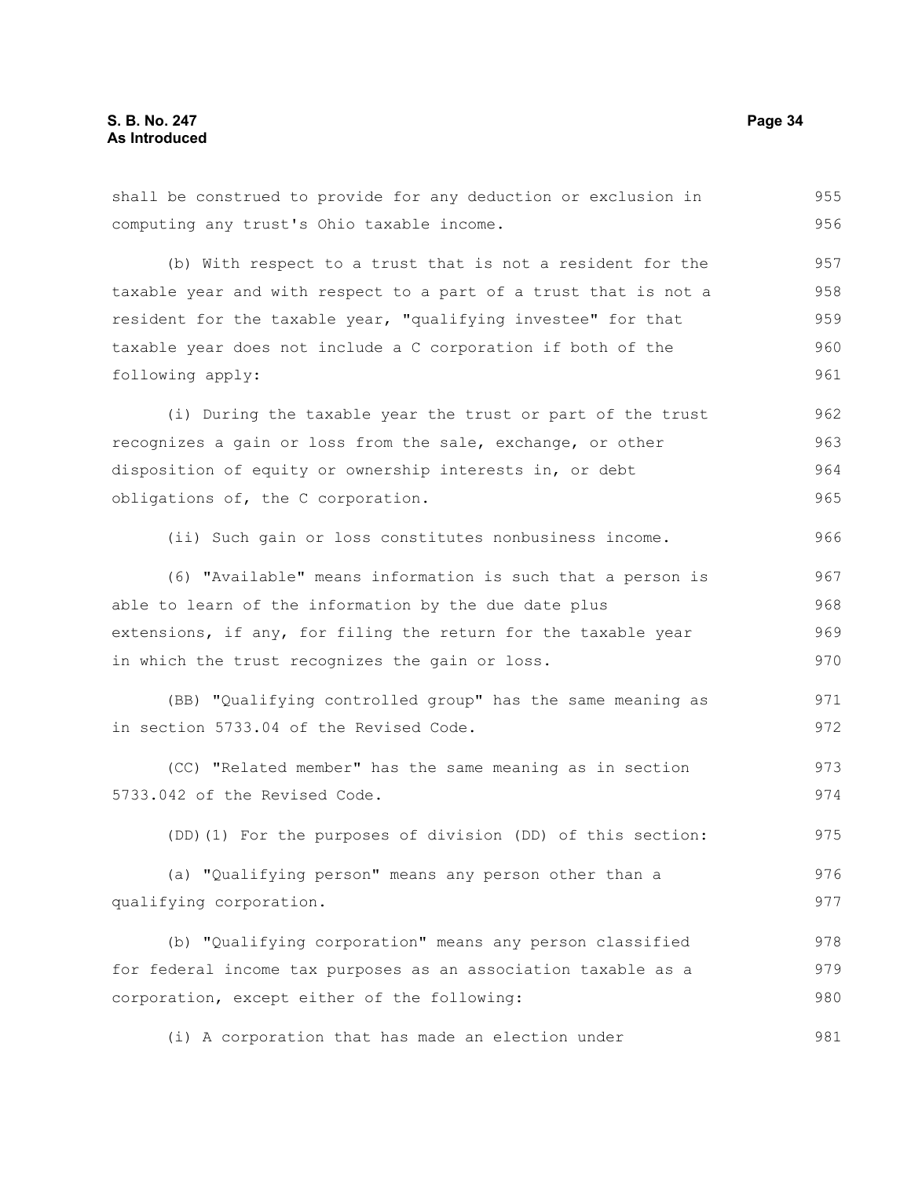shall be construed to provide for any deduction or exclusion in computing any trust's Ohio taxable income.

(b) With respect to a trust that is not a resident for the taxable year and with respect to a part of a trust that is not a resident for the taxable year, "qualifying investee" for that taxable year does not include a C corporation if both of the following apply:

(i) During the taxable year the trust or part of the trust recognizes a gain or loss from the sale, exchange, or other disposition of equity or ownership interests in, or debt obligations of, the C corporation.

(ii) Such gain or loss constitutes nonbusiness income.

(6) "Available" means information is such that a person is able to learn of the information by the due date plus extensions, if any, for filing the return for the taxable year in which the trust recognizes the gain or loss.

(BB) "Qualifying controlled group" has the same meaning as in section 5733.04 of the Revised Code.

(CC) "Related member" has the same meaning as in section 5733.042 of the Revised Code.

(DD)(1) For the purposes of division (DD) of this section:

(a) "Qualifying person" means any person other than a qualifying corporation.

(b) "Qualifying corporation" means any person classified for federal income tax purposes as an association taxable as a corporation, except either of the following:

(i) A corporation that has made an election under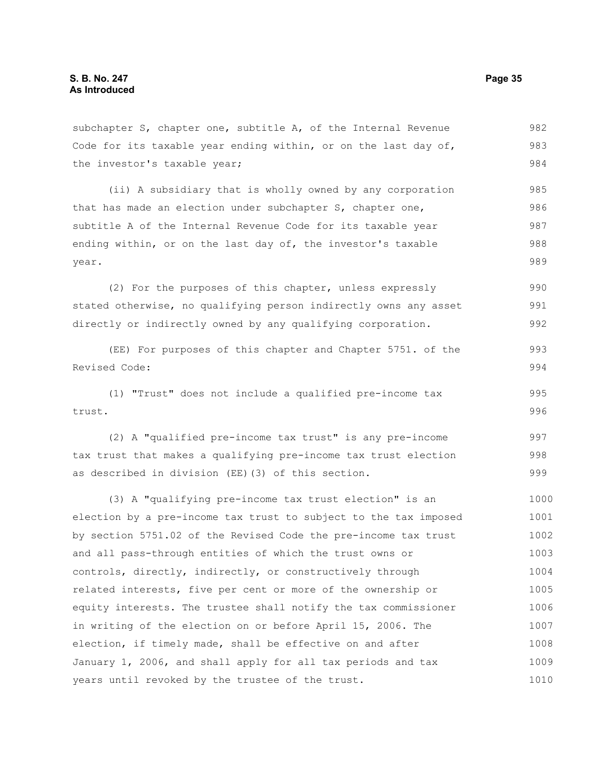subchapter S, chapter one, subtitle A, of the Internal Revenue Code for its taxable year ending within, or on the last day of, the investor's taxable year;

(ii) A subsidiary that is wholly owned by any corporation that has made an election under subchapter S, chapter one, subtitle A of the Internal Revenue Code for its taxable year ending within, or on the last day of, the investor's taxable year.

(2) For the purposes of this chapter, unless expressly stated otherwise, no qualifying person indirectly owns any asset directly or indirectly owned by any qualifying corporation.

(EE) For purposes of this chapter and Chapter 5751. of the Revised Code:

(1) "Trust" does not include a qualified pre-income tax trust.

(2) A "qualified pre-income tax trust" is any pre-income tax trust that makes a qualifying pre-income tax trust election as described in division (EE)(3) of this section.

(3) A "qualifying pre-income tax trust election" is an election by a pre-income tax trust to subject to the tax imposed by section 5751.02 of the Revised Code the pre-income tax trust and all pass-through entities of which the trust owns or controls, directly, indirectly, or constructively through related interests, five per cent or more of the ownership or equity interests. The trustee shall notify the tax commissioner in writing of the election on or before April 15, 2006. The election, if timely made, shall be effective on and after January 1, 2006, and shall apply for all tax periods and tax years until revoked by the trustee of the trust.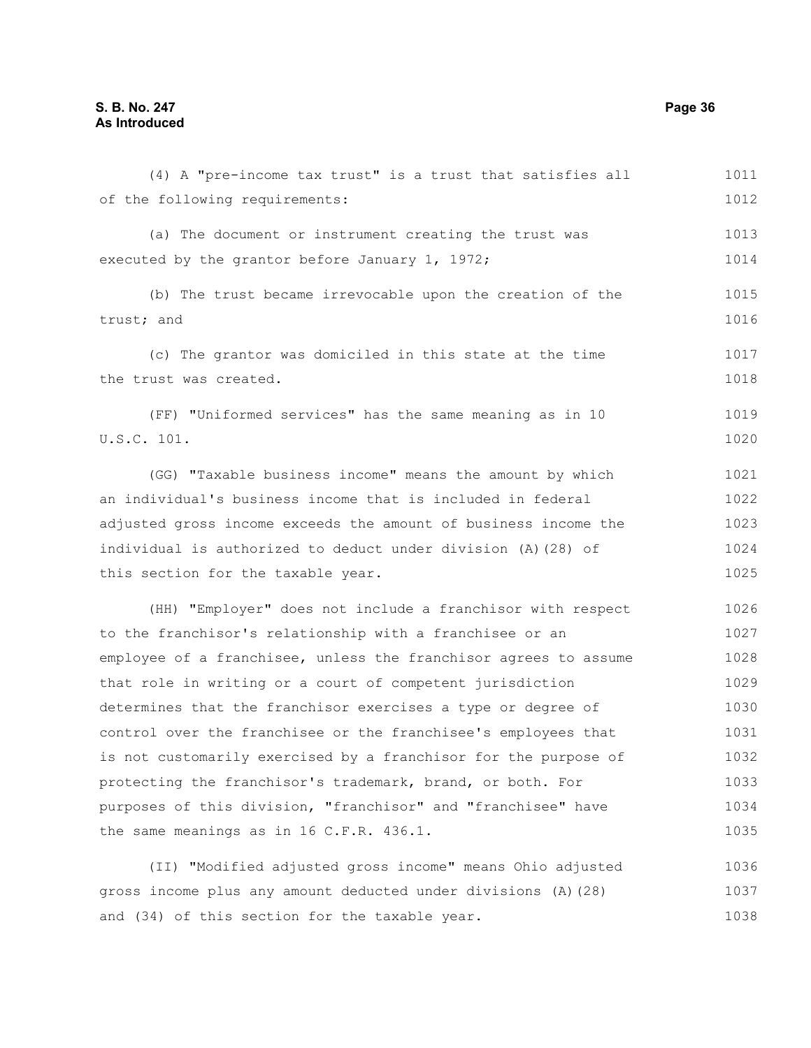(4) A "pre-income tax trust" is a trust that satisfies all of the following requirements:

(a) The document or instrument creating the trust was executed by the grantor before January 1, 1972;

(b) The trust became irrevocable upon the creation of the trust; and

(c) The grantor was domiciled in this state at the time the trust was created.

(FF) "Uniformed services" has the same meaning as in 10 U.S.C. 101.

(GG) "Taxable business income" means the amount by which an individual's business income that is included in federal adjusted gross income exceeds the amount of business income the individual is authorized to deduct under division (A)(28) of this section for the taxable year.

(HH) "Employer" does not include a franchisor with respect to the franchisor's relationship with a franchisee or an employee of a franchisee, unless the franchisor agrees to assume that role in writing or a court of competent jurisdiction determines that the franchisor exercises a type or degree of control over the franchisee or the franchisee's employees that is not customarily exercised by a franchisor for the purpose of protecting the franchisor's trademark, brand, or both. For purposes of this division, "franchisor" and "franchisee" have the same meanings as in 16 C.F.R. 436.1.

(II) "Modified adjusted gross income" means Ohio adjusted gross income plus any amount deducted under divisions (A)(28) and (34) of this section for the taxable year.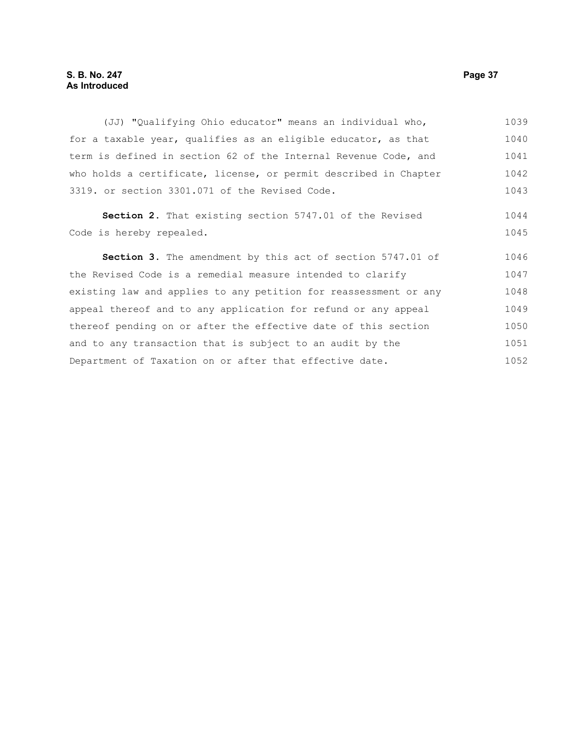(JJ) "Qualifying Ohio educator" means an individual who, for a taxable year, qualifies as an eligible educator, as that term is defined in section 62 of the Internal Revenue Code, and who holds a certificate, license, or permit described in Chapter 3319. or section 3301.071 of the Revised Code.

**Section 2.** That existing section 5747.01 of the Revised Code is hereby repealed.

**Section 3.** The amendment by this act of section 5747.01 of the Revised Code is a remedial measure intended to clarify existing law and applies to any petition for reassessment or any appeal thereof and to any application for refund or any appeal thereof pending on or after the effective date of this section and to any transaction that is subject to an audit by the Department of Taxation on or after that effective date.